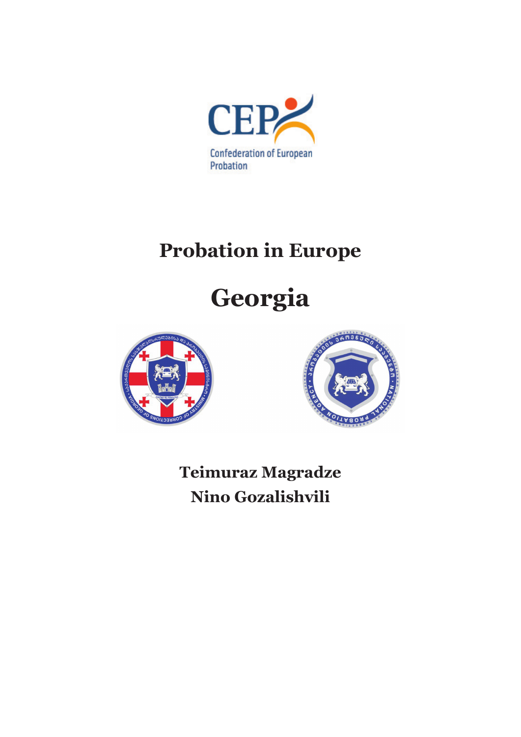Confederation of European Probation

# Probation in Europe

# Georgia

**Teimuraz Magradze**
**Nino Gozalishvili**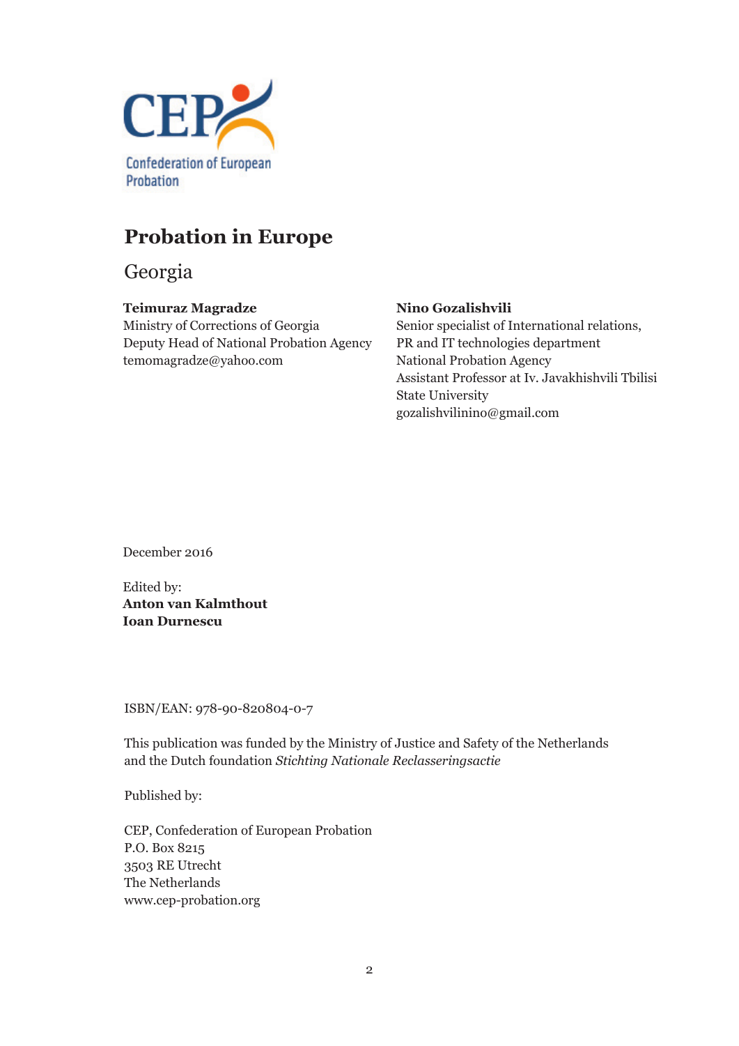CEP
Confederation of European Probation

# Probation in Europe

## Georgia

**Teimuraz Magradze**
Ministry of Corrections of Georgia
Deputy Head of National Probation Agency
temomagradze@yahoo.com

**Nino Gozalishvili**
Senior specialist of International relations, PR and IT technologies department
National Probation Agency
Assistant Professor at Iv. Javakhishvili Tbilisi State University
gozalishvilinino@gmail.com

December 2016

Edited by:
**Anton van Kalmthout**
**Ioan Durnescu**

ISBN/EAN: 978-90-820804-0-7

This publication was funded by the Ministry of Justice and Safety of the Netherlands and the Dutch foundation *Stichting Nationale Reclasseringsactie*

Published by:

CEP, Confederation of European Probation
P.O. Box 8215
3503 RE Utrecht
The Netherlands
www.cep-probation.org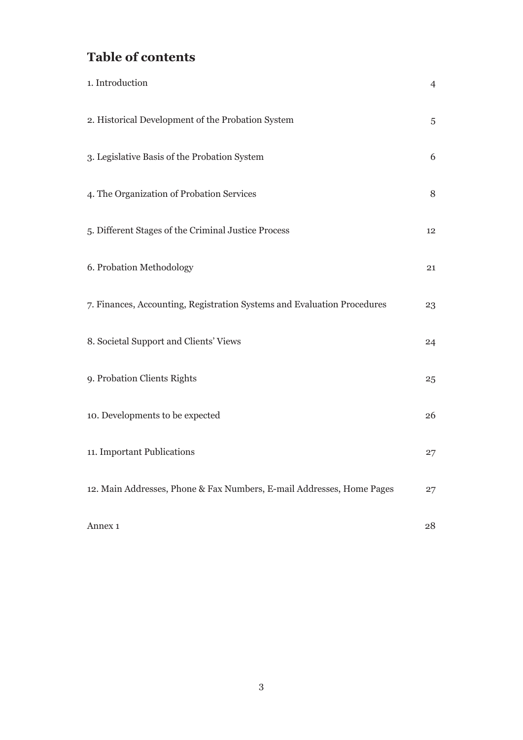## Table of contents

| | |
|---|---|
| 1. Introduction | 4 |
| 2. Historical Development of the Probation System | 5 |
| 3. Legislative Basis of the Probation System | 6 |
| 4. The Organization of Probation Services | 8 |
| 5. Different Stages of the Criminal Justice Process | 12 |
| 6. Probation Methodology | 21 |
| 7. Finances, Accounting, Registration Systems and Evaluation Procedures | 23 |
| 8. Societal Support and Clients' Views | 24 |
| 9. Probation Clients Rights | 25 |
| 10. Developments to be expected | 26 |
| 11. Important Publications | 27 |
| 12. Main Addresses, Phone & Fax Numbers, E-mail Addresses, Home Pages | 27 |
| Annex 1 | 28 |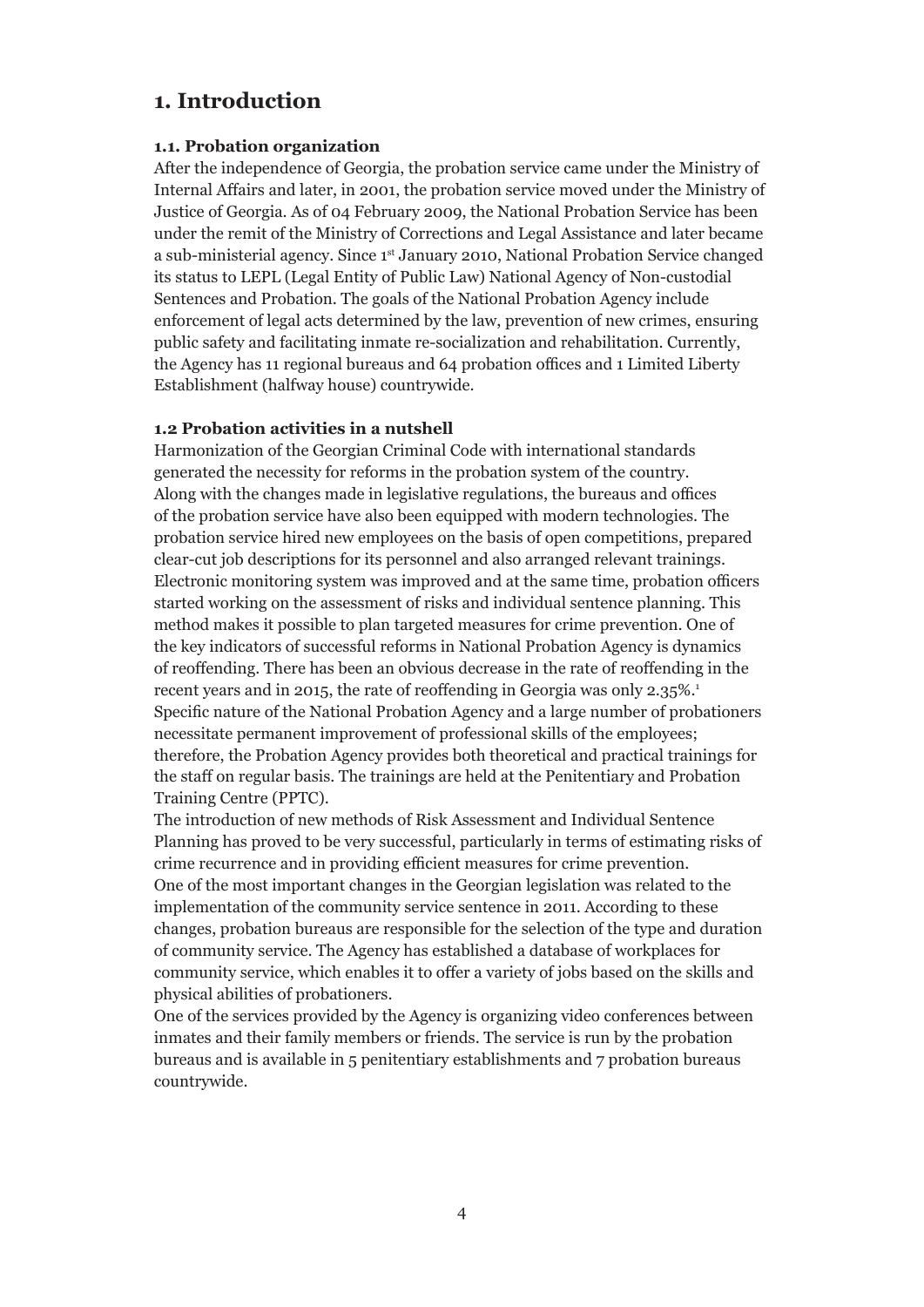# 1. Introduction

### 1.1. Probation organization

After the independence of Georgia, the probation service came under the Ministry of Internal Affairs and later, in 2001, the probation service moved under the Ministry of Justice of Georgia. As of 04 February 2009, the National Probation Service has been under the remit of the Ministry of Corrections and Legal Assistance and later became a sub-ministerial agency. Since 1st January 2010, National Probation Service changed its status to LEPL (Legal Entity of Public Law) National Agency of Non-custodial Sentences and Probation. The goals of the National Probation Agency include enforcement of legal acts determined by the law, prevention of new crimes, ensuring public safety and facilitating inmate re-socialization and rehabilitation. Currently, the Agency has 11 regional bureaus and 64 probation offices and 1 Limited Liberty Establishment (halfway house) countrywide.

### 1.2 Probation activities in a nutshell

Harmonization of the Georgian Criminal Code with international standards generated the necessity for reforms in the probation system of the country. Along with the changes made in legislative regulations, the bureaus and offices of the probation service have also been equipped with modern technologies. The probation service hired new employees on the basis of open competitions, prepared clear-cut job descriptions for its personnel and also arranged relevant trainings. Electronic monitoring system was improved and at the same time, probation officers started working on the assessment of risks and individual sentence planning. This method makes it possible to plan targeted measures for crime prevention. One of the key indicators of successful reforms in National Probation Agency is dynamics of reoffending. There has been an obvious decrease in the rate of reoffending in the recent years and in 2015, the rate of reoffending in Georgia was only 2.35%.[1]
Specific nature of the National Probation Agency and a large number of probationers necessitate permanent improvement of professional skills of the employees; therefore, the Probation Agency provides both theoretical and practical trainings for the staff on regular basis. The trainings are held at the Penitentiary and Probation Training Centre (PPTC).
The introduction of new methods of Risk Assessment and Individual Sentence Planning has proved to be very successful, particularly in terms of estimating risks of crime recurrence and in providing efficient measures for crime prevention.
One of the most important changes in the Georgian legislation was related to the implementation of the community service sentence in 2011. According to these changes, probation bureaus are responsible for the selection of the type and duration of community service. The Agency has established a database of workplaces for community service, which enables it to offer a variety of jobs based on the skills and physical abilities of probationers.
One of the services provided by the Agency is organizing video conferences between inmates and their family members or friends. The service is run by the probation bureaus and is available in 5 penitentiary establishments and 7 probation bureaus countrywide.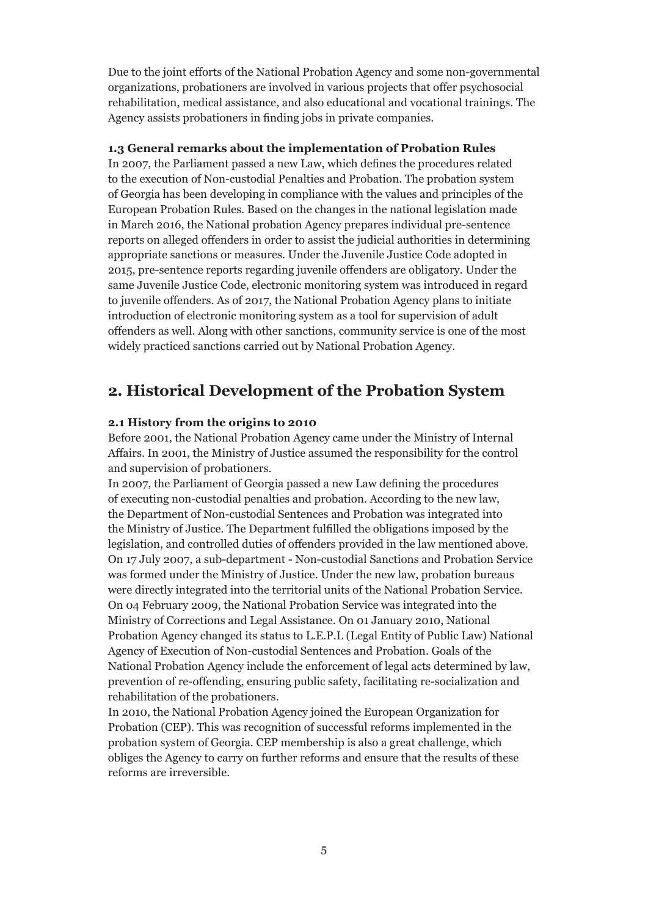Due to the joint efforts of the National Probation Agency and some non-governmental organizations, probationers are involved in various projects that offer psychosocial rehabilitation, medical assistance, and also educational and vocational trainings. The Agency assists probationers in finding jobs in private companies.

### 1.3 General remarks about the implementation of Probation Rules

In 2007, the Parliament passed a new Law, which defines the procedures related to the execution of Non-custodial Penalties and Probation. The probation system of Georgia has been developing in compliance with the values and principles of the European Probation Rules. Based on the changes in the national legislation made in March 2016, the National probation Agency prepares individual pre-sentence reports on alleged offenders in order to assist the judicial authorities in determining appropriate sanctions or measures. Under the Juvenile Justice Code adopted in 2015, pre-sentence reports regarding juvenile offenders are obligatory. Under the same Juvenile Justice Code, electronic monitoring system was introduced in regard to juvenile offenders. As of 2017, the National Probation Agency plans to initiate introduction of electronic monitoring system as a tool for supervision of adult offenders as well. Along with other sanctions, community service is one of the most widely practiced sanctions carried out by National Probation Agency.

## 2. Historical Development of the Probation System

### 2.1 History from the origins to 2010

Before 2001, the National Probation Agency came under the Ministry of Internal Affairs. In 2001, the Ministry of Justice assumed the responsibility for the control and supervision of probationers.

In 2007, the Parliament of Georgia passed a new Law defining the procedures of executing non-custodial penalties and probation. According to the new law, the Department of Non-custodial Sentences and Probation was integrated into the Ministry of Justice. The Department fulfilled the obligations imposed by the legislation, and controlled duties of offenders provided in the law mentioned above. On 17 July 2007, a sub-department - Non-custodial Sanctions and Probation Service was formed under the Ministry of Justice. Under the new law, probation bureaus were directly integrated into the territorial units of the National Probation Service. On 04 February 2009, the National Probation Service was integrated into the Ministry of Corrections and Legal Assistance. On 01 January 2010, National Probation Agency changed its status to L.E.P.L (Legal Entity of Public Law) National Agency of Execution of Non-custodial Sentences and Probation. Goals of the National Probation Agency include the enforcement of legal acts determined by law, prevention of re-offending, ensuring public safety, facilitating re-socialization and rehabilitation of the probationers.

In 2010, the National Probation Agency joined the European Organization for Probation (CEP). This was recognition of successful reforms implemented in the probation system of Georgia. CEP membership is also a great challenge, which obliges the Agency to carry on further reforms and ensure that the results of these reforms are irreversible.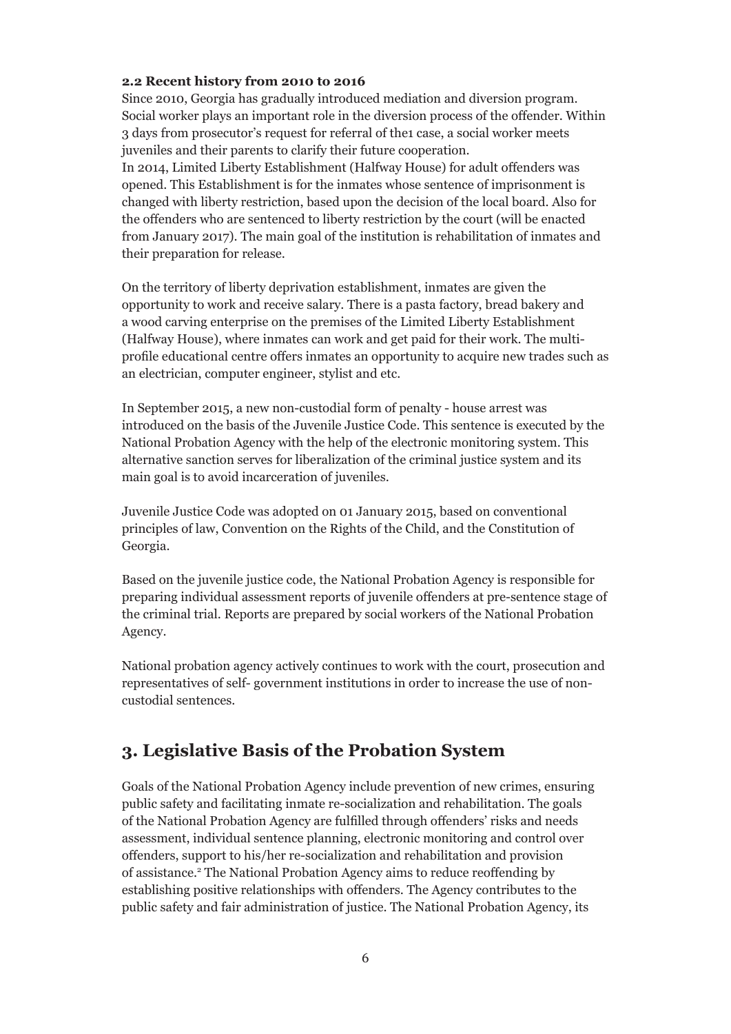**2.2 Recent history from 2010 to 2016**

Since 2010, Georgia has gradually introduced mediation and diversion program. Social worker plays an important role in the diversion process of the offender. Within 3 days from prosecutor's request for referral of the1 case, a social worker meets juveniles and their parents to clarify their future cooperation.

In 2014, Limited Liberty Establishment (Halfway House) for adult offenders was opened. This Establishment is for the inmates whose sentence of imprisonment is changed with liberty restriction, based upon the decision of the local board. Also for the offenders who are sentenced to liberty restriction by the court (will be enacted from January 2017). The main goal of the institution is rehabilitation of inmates and their preparation for release.

On the territory of liberty deprivation establishment, inmates are given the opportunity to work and receive salary. There is a pasta factory, bread bakery and a wood carving enterprise on the premises of the Limited Liberty Establishment (Halfway House), where inmates can work and get paid for their work. The multi-profile educational centre offers inmates an opportunity to acquire new trades such as an electrician, computer engineer, stylist and etc.

In September 2015, a new non-custodial form of penalty - house arrest was introduced on the basis of the Juvenile Justice Code. This sentence is executed by the National Probation Agency with the help of the electronic monitoring system. This alternative sanction serves for liberalization of the criminal justice system and its main goal is to avoid incarceration of juveniles.

Juvenile Justice Code was adopted on 01 January 2015, based on conventional principles of law, Convention on the Rights of the Child, and the Constitution of Georgia.

Based on the juvenile justice code, the National Probation Agency is responsible for preparing individual assessment reports of juvenile offenders at pre-sentence stage of the criminal trial. Reports are prepared by social workers of the National Probation Agency.

National probation agency actively continues to work with the court, prosecution and representatives of self- government institutions in order to increase the use of non-custodial sentences.

## 3. Legislative Basis of the Probation System

Goals of the National Probation Agency include prevention of new crimes, ensuring public safety and facilitating inmate re-socialization and rehabilitation. The goals of the National Probation Agency are fulfilled through offenders' risks and needs assessment, individual sentence planning, electronic monitoring and control over offenders, support to his/her re-socialization and rehabilitation and provision of assistance.[2] The National Probation Agency aims to reduce reoffending by establishing positive relationships with offenders. The Agency contributes to the public safety and fair administration of justice. The National Probation Agency, its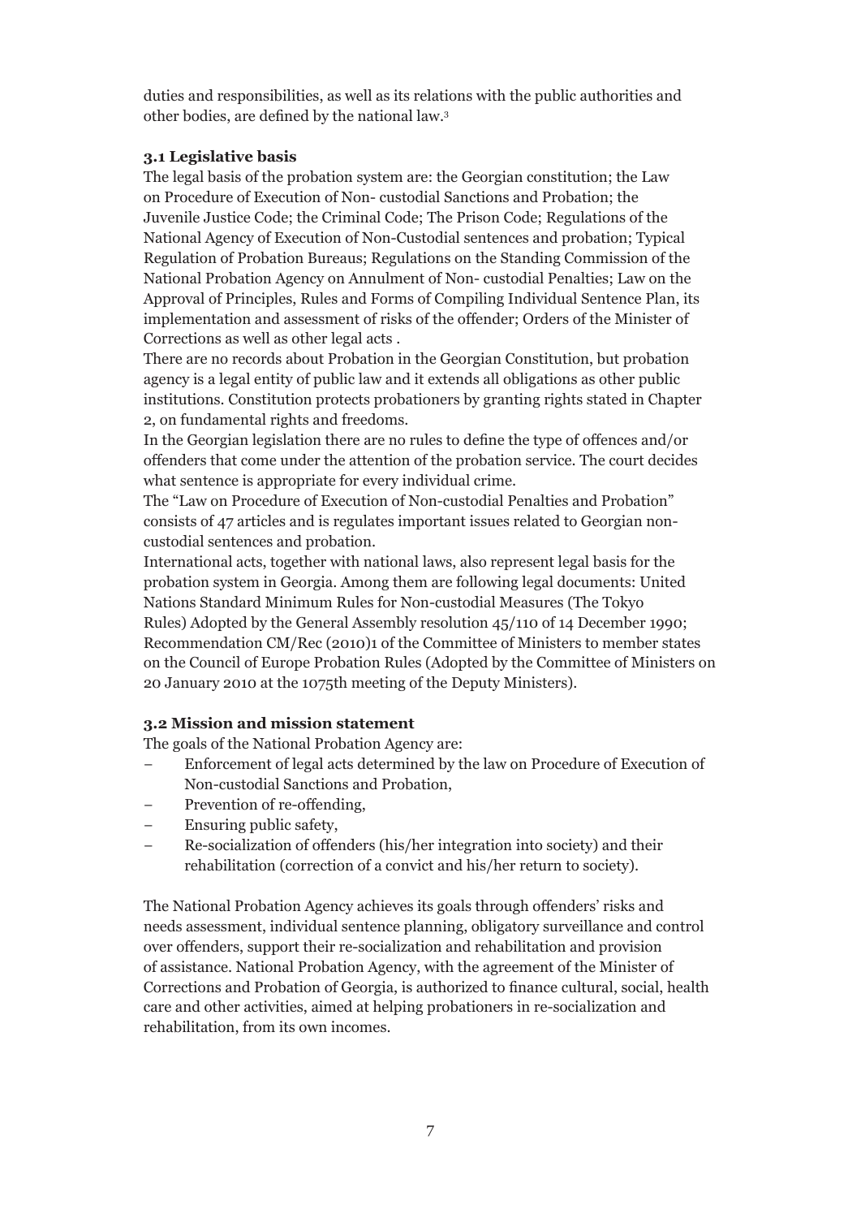duties and responsibilities, as well as its relations with the public authorities and other bodies, are defined by the national law.[3]

### 3.1 Legislative basis

The legal basis of the probation system are: the Georgian constitution; the Law on Procedure of Execution of Non- custodial Sanctions and Probation; the Juvenile Justice Code; the Criminal Code; The Prison Code; Regulations of the National Agency of Execution of Non-Custodial sentences and probation; Typical Regulation of Probation Bureaus; Regulations on the Standing Commission of the National Probation Agency on Annulment of Non- custodial Penalties; Law on the Approval of Principles, Rules and Forms of Compiling Individual Sentence Plan, its implementation and assessment of risks of the offender; Orders of the Minister of Corrections as well as other legal acts .

There are no records about Probation in the Georgian Constitution, but probation agency is a legal entity of public law and it extends all obligations as other public institutions. Constitution protects probationers by granting rights stated in Chapter 2, on fundamental rights and freedoms.

In the Georgian legislation there are no rules to define the type of offences and/or offenders that come under the attention of the probation service. The court decides what sentence is appropriate for every individual crime.

The "Law on Procedure of Execution of Non-custodial Penalties and Probation" consists of 47 articles and is regulates important issues related to Georgian non-custodial sentences and probation.

International acts, together with national laws, also represent legal basis for the probation system in Georgia. Among them are following legal documents: United Nations Standard Minimum Rules for Non-custodial Measures (The Tokyo Rules) Adopted by the General Assembly resolution 45/110 of 14 December 1990; Recommendation CM/Rec (2010)1 of the Committee of Ministers to member states on the Council of Europe Probation Rules (Adopted by the Committee of Ministers on 20 January 2010 at the 1075th meeting of the Deputy Ministers).

### 3.2 Mission and mission statement

The goals of the National Probation Agency are:

- Enforcement of legal acts determined by the law on Procedure of Execution of Non-custodial Sanctions and Probation,
- Prevention of re-offending,
- Ensuring public safety,
- Re-socialization of offenders (his/her integration into society) and their rehabilitation (correction of a convict and his/her return to society).

The National Probation Agency achieves its goals through offenders' risks and needs assessment, individual sentence planning, obligatory surveillance and control over offenders, support their re-socialization and rehabilitation and provision of assistance. National Probation Agency, with the agreement of the Minister of Corrections and Probation of Georgia, is authorized to finance cultural, social, health care and other activities, aimed at helping probationers in re-socialization and rehabilitation, from its own incomes.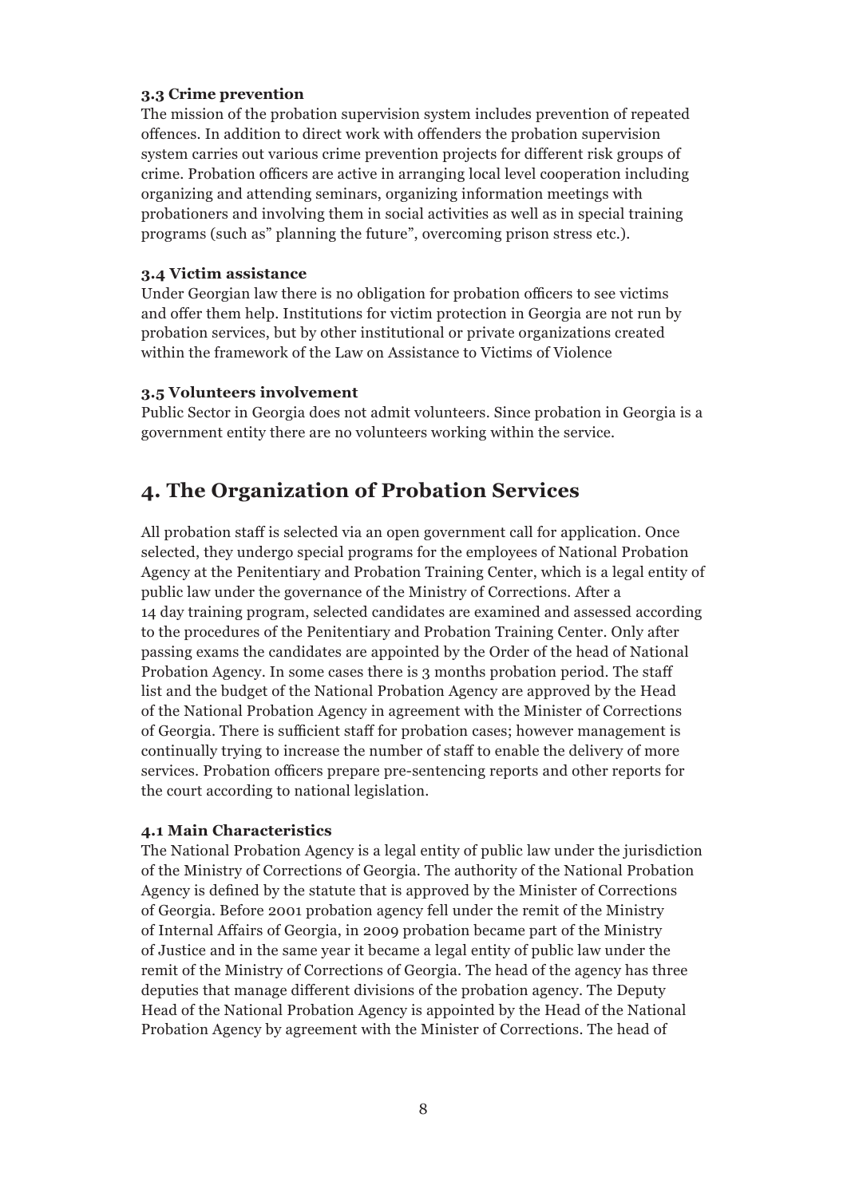### 3.3 Crime prevention

The mission of the probation supervision system includes prevention of repeated offences. In addition to direct work with offenders the probation supervision system carries out various crime prevention projects for different risk groups of crime. Probation officers are active in arranging local level cooperation including organizing and attending seminars, organizing information meetings with probationers and involving them in social activities as well as in special training programs (such as" planning the future", overcoming prison stress etc.).

### 3.4 Victim assistance

Under Georgian law there is no obligation for probation officers to see victims and offer them help. Institutions for victim protection in Georgia are not run by probation services, but by other institutional or private organizations created within the framework of the Law on Assistance to Victims of Violence

### 3.5 Volunteers involvement

Public Sector in Georgia does not admit volunteers. Since probation in Georgia is a government entity there are no volunteers working within the service.

## 4. The Organization of Probation Services

All probation staff is selected via an open government call for application. Once selected, they undergo special programs for the employees of National Probation Agency at the Penitentiary and Probation Training Center, which is a legal entity of public law under the governance of the Ministry of Corrections. After a 14 day training program, selected candidates are examined and assessed according to the procedures of the Penitentiary and Probation Training Center. Only after passing exams the candidates are appointed by the Order of the head of National Probation Agency. In some cases there is 3 months probation period. The staff list and the budget of the National Probation Agency are approved by the Head of the National Probation Agency in agreement with the Minister of Corrections of Georgia. There is sufficient staff for probation cases; however management is continually trying to increase the number of staff to enable the delivery of more services. Probation officers prepare pre-sentencing reports and other reports for the court according to national legislation.

### 4.1 Main Characteristics

The National Probation Agency is a legal entity of public law under the jurisdiction of the Ministry of Corrections of Georgia. The authority of the National Probation Agency is defined by the statute that is approved by the Minister of Corrections of Georgia. Before 2001 probation agency fell under the remit of the Ministry of Internal Affairs of Georgia, in 2009 probation became part of the Ministry of Justice and in the same year it became a legal entity of public law under the remit of the Ministry of Corrections of Georgia. The head of the agency has three deputies that manage different divisions of the probation agency. The Deputy Head of the National Probation Agency is appointed by the Head of the National Probation Agency by agreement with the Minister of Corrections. The head of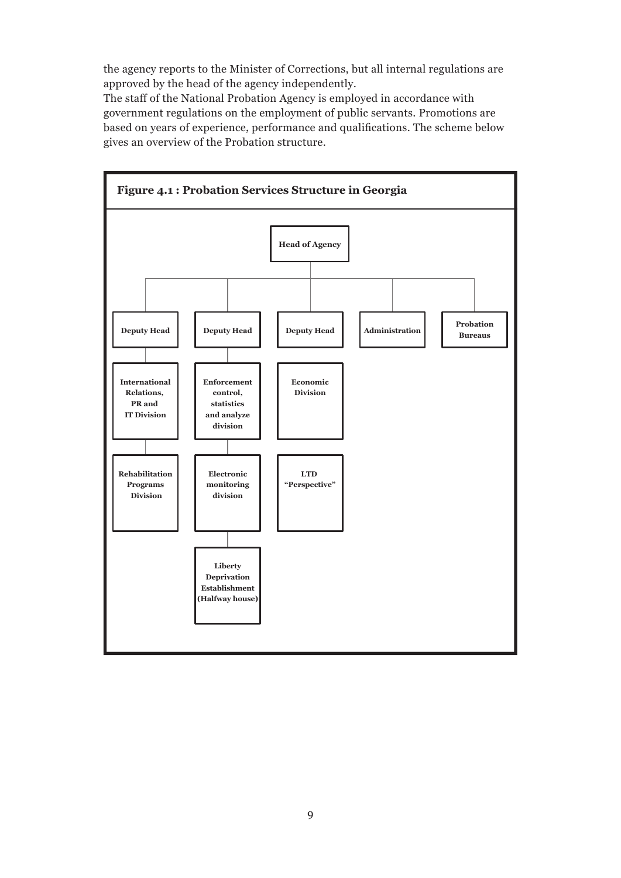the agency reports to the Minister of Corrections, but all internal regulations are approved by the head of the agency independently.
The staff of the National Probation Agency is employed in accordance with government regulations on the employment of public servants. Promotions are based on years of experience, performance and qualifications. The scheme below gives an overview of the Probation structure.

**Figure 4.1 : Probation Services Structure in Georgia**

- **Head of Agency**
  - **Deputy Head**
    - **International Relations, PR and IT Division**
      - **Rehabilitation Programs Division**
  - **Deputy Head**
    - **Enforcement control, statistics and analyze division**
      - **Electronic monitoring division**
        - **Liberty Deprivation Establishment (Halfway house)**
  - **Deputy Head**
    - **Economic Division**
    - **LTD "Perspective"**
  - **Administration**
  - **Probation Bureaus**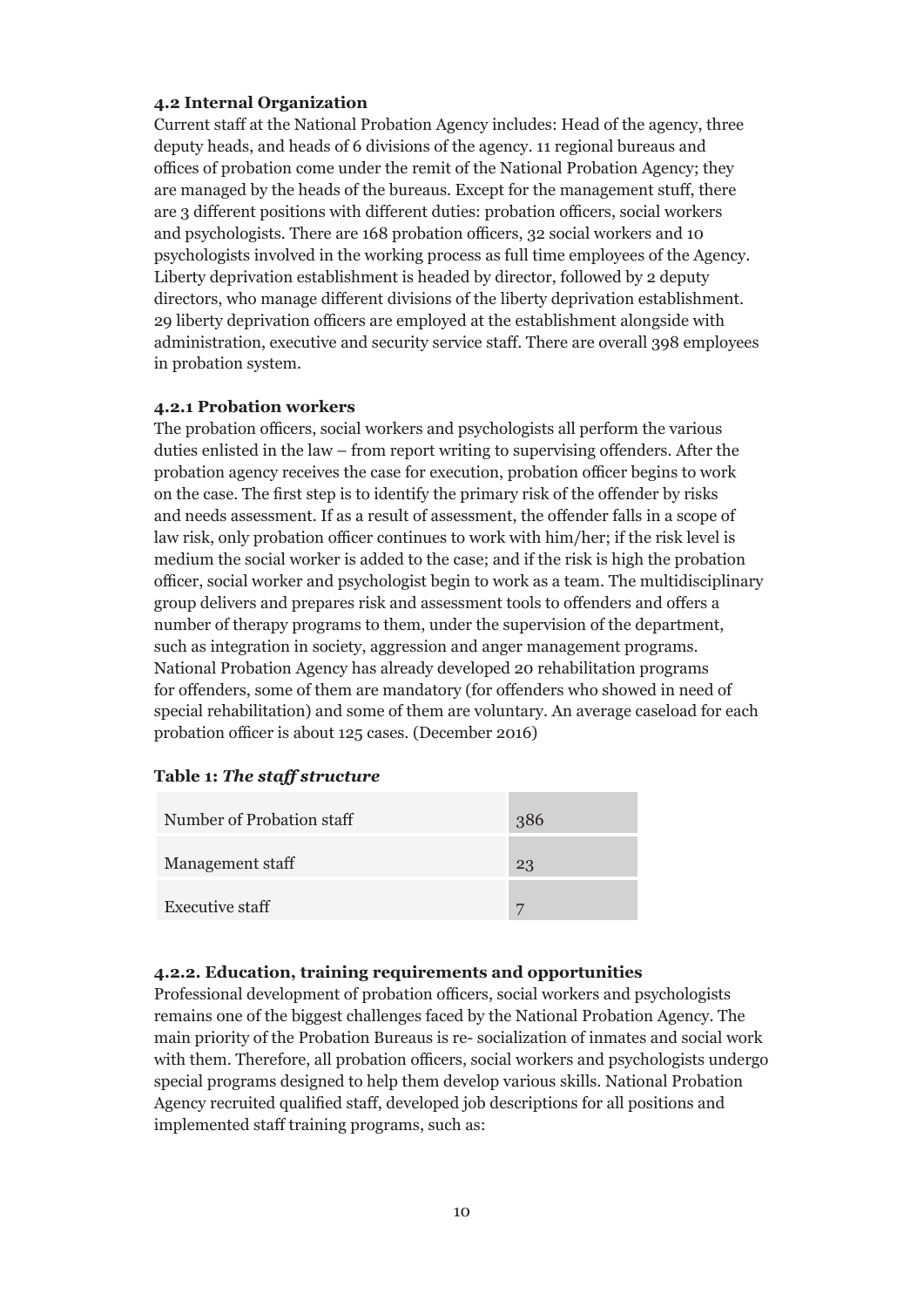### 4.2 Internal Organization

Current staff at the National Probation Agency includes: Head of the agency, three deputy heads, and heads of 6 divisions of the agency. 11 regional bureaus and offices of probation come under the remit of the National Probation Agency; they are managed by the heads of the bureaus. Except for the management stuff, there are 3 different positions with different duties: probation officers, social workers and psychologists. There are 168 probation officers, 32 social workers and 10 psychologists involved in the working process as full time employees of the Agency. Liberty deprivation establishment is headed by director, followed by 2 deputy directors, who manage different divisions of the liberty deprivation establishment. 29 liberty deprivation officers are employed at the establishment alongside with administration, executive and security service staff. There are overall 398 employees in probation system.

#### 4.2.1 Probation workers

The probation officers, social workers and psychologists all perform the various duties enlisted in the law – from report writing to supervising offenders. After the probation agency receives the case for execution, probation officer begins to work on the case. The first step is to identify the primary risk of the offender by risks and needs assessment. If as a result of assessment, the offender falls in a scope of law risk, only probation officer continues to work with him/her; if the risk level is medium the social worker is added to the case; and if the risk is high the probation officer, social worker and psychologist begin to work as a team. The multidisciplinary group delivers and prepares risk and assessment tools to offenders and offers a number of therapy programs to them, under the supervision of the department, such as integration in society, aggression and anger management programs. National Probation Agency has already developed 20 rehabilitation programs for offenders, some of them are mandatory (for offenders who showed in need of special rehabilitation) and some of them are voluntary. An average caseload for each probation officer is about 125 cases. (December 2016)

**Table 1:** ***The staff structure***

| | |
|---|---|
| Number of Probation staff | 386 |
| Management staff | 23 |
| Executive staff | 7 |

#### 4.2.2. Education, training requirements and opportunities

Professional development of probation officers, social workers and psychologists remains one of the biggest challenges faced by the National Probation Agency. The main priority of the Probation Bureaus is re- socialization of inmates and social work with them. Therefore, all probation officers, social workers and psychologists undergo special programs designed to help them develop various skills. National Probation Agency recruited qualified staff, developed job descriptions for all positions and implemented staff training programs, such as: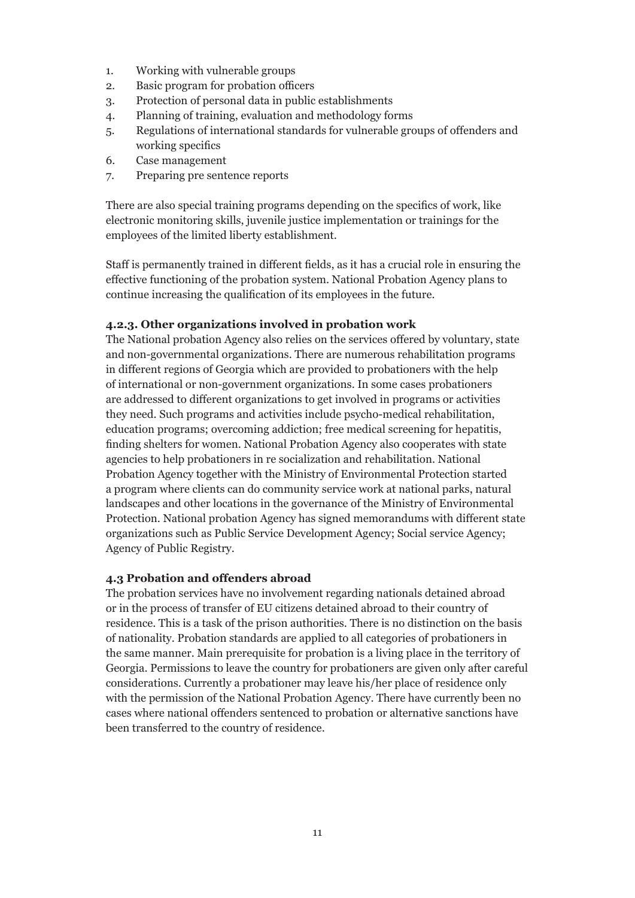1. Working with vulnerable groups
2. Basic program for probation officers
3. Protection of personal data in public establishments
4. Planning of training, evaluation and methodology forms
5. Regulations of international standards for vulnerable groups of offenders and working specifics
6. Case management
7. Preparing pre sentence reports

There are also special training programs depending on the specifics of work, like electronic monitoring skills, juvenile justice implementation or trainings for the employees of the limited liberty establishment.

Staff is permanently trained in different fields, as it has a crucial role in ensuring the effective functioning of the probation system. National Probation Agency plans to continue increasing the qualification of its employees in the future.

#### 4.2.3. Other organizations involved in probation work

The National probation Agency also relies on the services offered by voluntary, state and non-governmental organizations. There are numerous rehabilitation programs in different regions of Georgia which are provided to probationers with the help of international or non-government organizations. In some cases probationers are addressed to different organizations to get involved in programs or activities they need. Such programs and activities include psycho-medical rehabilitation, education programs; overcoming addiction; free medical screening for hepatitis, finding shelters for women. National Probation Agency also cooperates with state agencies to help probationers in re socialization and rehabilitation. National Probation Agency together with the Ministry of Environmental Protection started a program where clients can do community service work at national parks, natural landscapes and other locations in the governance of the Ministry of Environmental Protection. National probation Agency has signed memorandums with different state organizations such as Public Service Development Agency; Social service Agency; Agency of Public Registry.

### 4.3 Probation and offenders abroad

The probation services have no involvement regarding nationals detained abroad or in the process of transfer of EU citizens detained abroad to their country of residence. This is a task of the prison authorities. There is no distinction on the basis of nationality. Probation standards are applied to all categories of probationers in the same manner. Main prerequisite for probation is a living place in the territory of Georgia. Permissions to leave the country for probationers are given only after careful considerations. Currently a probationer may leave his/her place of residence only with the permission of the National Probation Agency. There have currently been no cases where national offenders sentenced to probation or alternative sanctions have been transferred to the country of residence.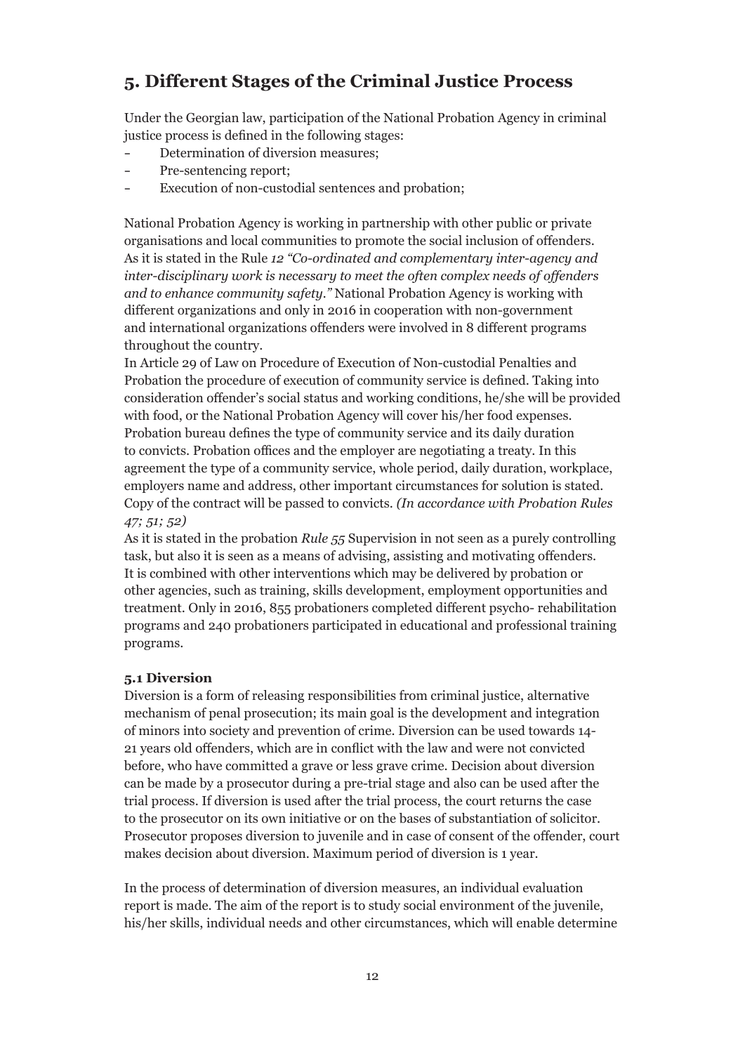## 5. Different Stages of the Criminal Justice Process

Under the Georgian law, participation of the National Probation Agency in criminal justice process is defined in the following stages:

- Determination of diversion measures;
- Pre-sentencing report;
- Execution of non-custodial sentences and probation;

National Probation Agency is working in partnership with other public or private organisations and local communities to promote the social inclusion of offenders. As it is stated in the Rule *12 "Co-ordinated and complementary inter-agency and inter-disciplinary work is necessary to meet the often complex needs of offenders and to enhance community safety."* National Probation Agency is working with different organizations and only in 2016 in cooperation with non-government and international organizations offenders were involved in 8 different programs throughout the country.

In Article 29 of Law on Procedure of Execution of Non-custodial Penalties and Probation the procedure of execution of community service is defined. Taking into consideration offender's social status and working conditions, he/she will be provided with food, or the National Probation Agency will cover his/her food expenses. Probation bureau defines the type of community service and its daily duration to convicts. Probation offices and the employer are negotiating a treaty. In this agreement the type of a community service, whole period, daily duration, workplace, employers name and address, other important circumstances for solution is stated. Copy of the contract will be passed to convicts. *(In accordance with Probation Rules 47; 51; 52)*

As it is stated in the probation *Rule 55* Supervision in not seen as a purely controlling task, but also it is seen as a means of advising, assisting and motivating offenders. It is combined with other interventions which may be delivered by probation or other agencies, such as training, skills development, employment opportunities and treatment. Only in 2016, 855 probationers completed different psycho- rehabilitation programs and 240 probationers participated in educational and professional training programs.

### 5.1 Diversion

Diversion is a form of releasing responsibilities from criminal justice, alternative mechanism of penal prosecution; its main goal is the development and integration of minors into society and prevention of crime. Diversion can be used towards 14-21 years old offenders, which are in conflict with the law and were not convicted before, who have committed a grave or less grave crime. Decision about diversion can be made by a prosecutor during a pre-trial stage and also can be used after the trial process. If diversion is used after the trial process, the court returns the case to the prosecutor on its own initiative or on the bases of substantiation of solicitor. Prosecutor proposes diversion to juvenile and in case of consent of the offender, court makes decision about diversion. Maximum period of diversion is 1 year.

In the process of determination of diversion measures, an individual evaluation report is made. The aim of the report is to study social environment of the juvenile, his/her skills, individual needs and other circumstances, which will enable determine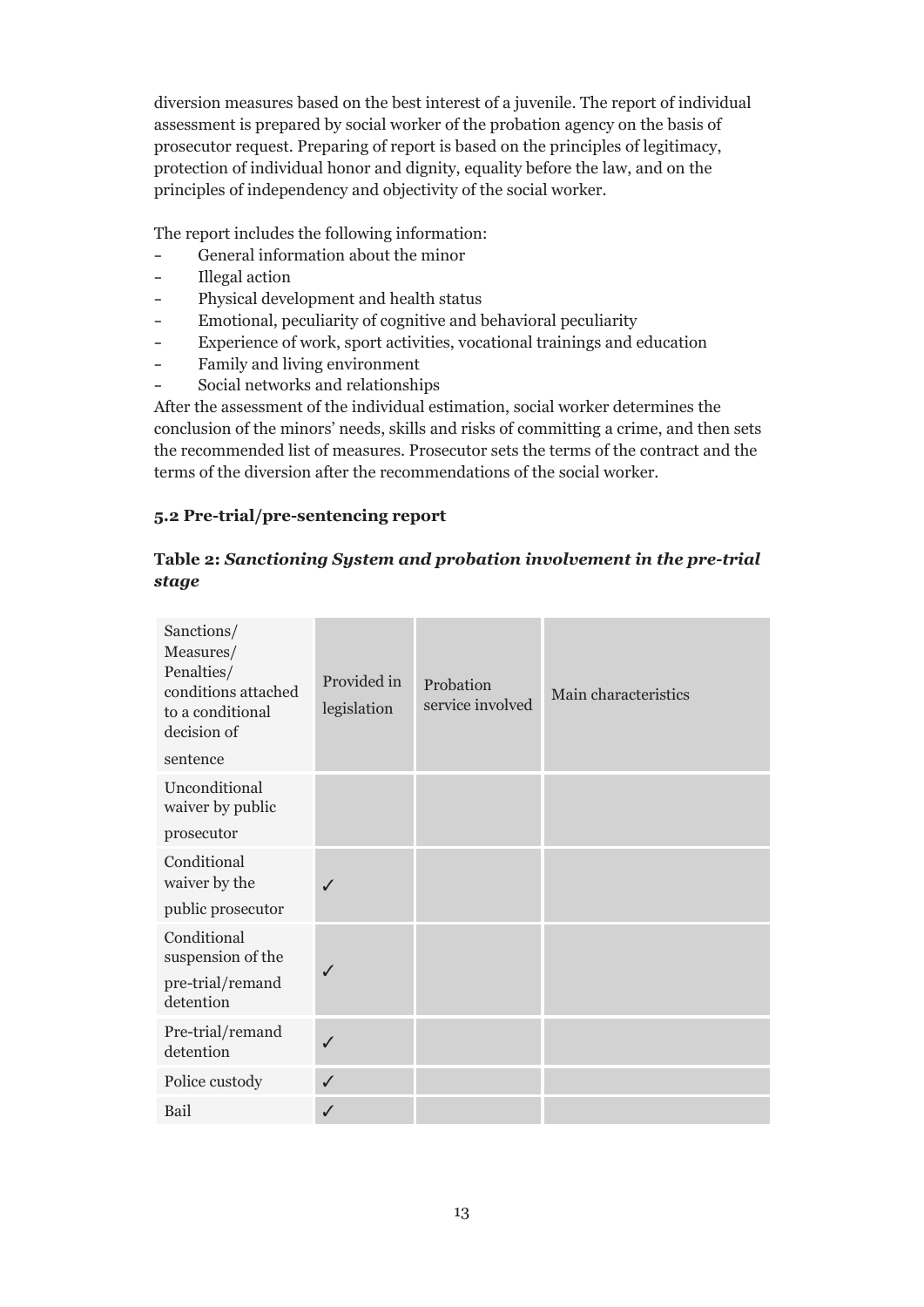diversion measures based on the best interest of a juvenile. The report of individual assessment is prepared by social worker of the probation agency on the basis of prosecutor request. Preparing of report is based on the principles of legitimacy, protection of individual honor and dignity, equality before the law, and on the principles of independency and objectivity of the social worker.

The report includes the following information:

- General information about the minor
- Illegal action
- Physical development and health status
- Emotional, peculiarity of cognitive and behavioral peculiarity
- Experience of work, sport activities, vocational trainings and education
- Family and living environment
- Social networks and relationships

After the assessment of the individual estimation, social worker determines the conclusion of the minors' needs, skills and risks of committing a crime, and then sets the recommended list of measures. Prosecutor sets the terms of the contract and the terms of the diversion after the recommendations of the social worker.

### 5.2 Pre-trial/pre-sentencing report

**Table 2:** ***Sanctioning System and probation involvement in the pre-trial stage***

| Sanctions/ Measures/ Penalties/ conditions attached to a conditional decision of sentence | Provided in legislation | Probation service involved | Main characteristics |
|---|---|---|---|
| Unconditional waiver by public prosecutor | | | |
| Conditional waiver by the public prosecutor | ✓ | | |
| Conditional suspension of the pre-trial/remand detention | ✓ | | |
| Pre-trial/remand detention | ✓ | | |
| Police custody | ✓ | | |
| Bail | ✓ | | |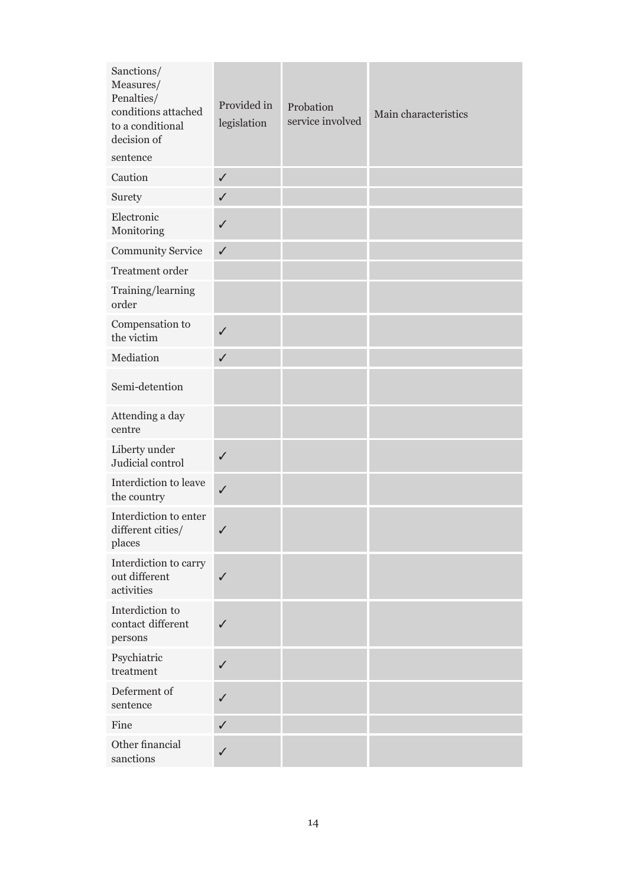| Sanctions/ Measures/ Penalties/ conditions attached to a conditional decision of sentence | Provided in legislation | Probation service involved | Main characteristics |
|---|---|---|---|
| Caution | ✓ | | |
| Surety | ✓ | | |
| Electronic Monitoring | ✓ | | |
| Community Service | ✓ | | |
| Treatment order | | | |
| Training/learning order | | | |
| Compensation to the victim | ✓ | | |
| Mediation | ✓ | | |
| Semi-detention | | | |
| Attending a day centre | | | |
| Liberty under Judicial control | ✓ | | |
| Interdiction to leave the country | ✓ | | |
| Interdiction to enter different cities/ places | ✓ | | |
| Interdiction to carry out different activities | ✓ | | |
| Interdiction to contact different persons | ✓ | | |
| Psychiatric treatment | ✓ | | |
| Deferment of sentence | ✓ | | |
| Fine | ✓ | | |
| Other financial sanctions | ✓ | | |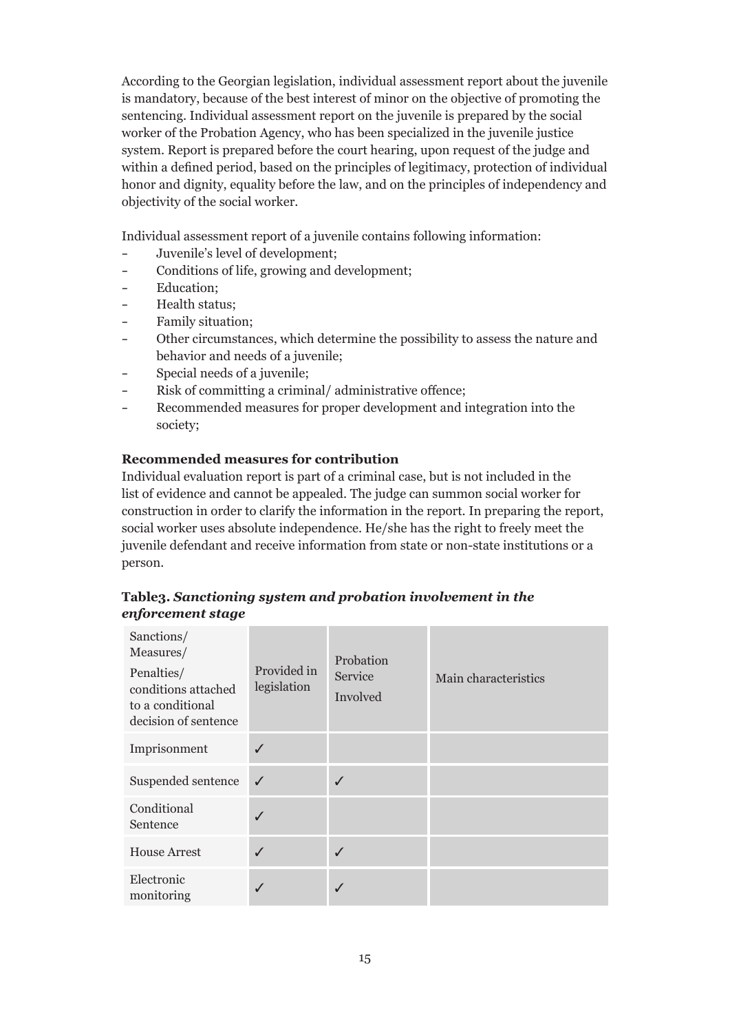According to the Georgian legislation, individual assessment report about the juvenile is mandatory, because of the best interest of minor on the objective of promoting the sentencing. Individual assessment report on the juvenile is prepared by the social worker of the Probation Agency, who has been specialized in the juvenile justice system. Report is prepared before the court hearing, upon request of the judge and within a defined period, based on the principles of legitimacy, protection of individual honor and dignity, equality before the law, and on the principles of independency and objectivity of the social worker.

Individual assessment report of a juvenile contains following information:

- Juvenile's level of development;
- Conditions of life, growing and development;
- Education;
- Health status;
- Family situation;
- Other circumstances, which determine the possibility to assess the nature and behavior and needs of a juvenile;
- Special needs of a juvenile;
- Risk of committing a criminal/ administrative offence;
- Recommended measures for proper development and integration into the society;

**Recommended measures for contribution**

Individual evaluation report is part of a criminal case, but is not included in the list of evidence and cannot be appealed. The judge can summon social worker for construction in order to clarify the information in the report. In preparing the report, social worker uses absolute independence. He/she has the right to freely meet the juvenile defendant and receive information from state or non-state institutions or a person.

**Table3. *Sanctioning system and probation involvement in the enforcement stage***

| Sanctions/ Measures/ Penalties/ conditions attached to a conditional decision of sentence | Provided in legislation | Probation Service Involved | Main characteristics |
|---|---|---|---|
| Imprisonment | ✓ | | |
| Suspended sentence | ✓ | ✓ | |
| Conditional Sentence | ✓ | | |
| House Arrest | ✓ | ✓ | |
| Electronic monitoring | ✓ | ✓ | |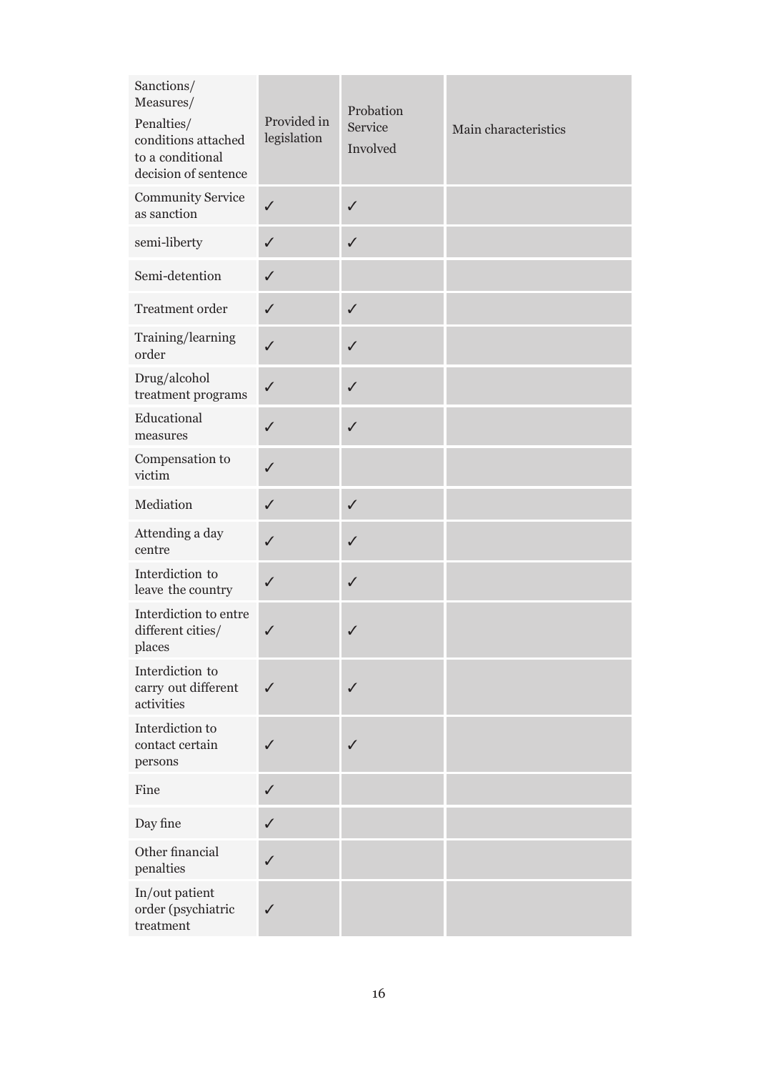| Sanctions/ Measures/ Penalties/ conditions attached to a conditional decision of sentence | Provided in legislation | Probation Service Involved | Main characteristics |
|---|---|---|---|
| Community Service as sanction | ✓ | ✓ | |
| semi-liberty | ✓ | ✓ | |
| Semi-detention | ✓ | | |
| Treatment order | ✓ | ✓ | |
| Training/learning order | ✓ | ✓ | |
| Drug/alcohol treatment programs | ✓ | ✓ | |
| Educational measures | ✓ | ✓ | |
| Compensation to victim | ✓ | | |
| Mediation | ✓ | ✓ | |
| Attending a day centre | ✓ | ✓ | |
| Interdiction to leave the country | ✓ | ✓ | |
| Interdiction to entre different cities/ places | ✓ | ✓ | |
| Interdiction to carry out different activities | ✓ | ✓ | |
| Interdiction to contact certain persons | ✓ | ✓ | |
| Fine | ✓ | | |
| Day fine | ✓ | | |
| Other financial penalties | ✓ | | |
| In/out patient order (psychiatric treatment | ✓ | | |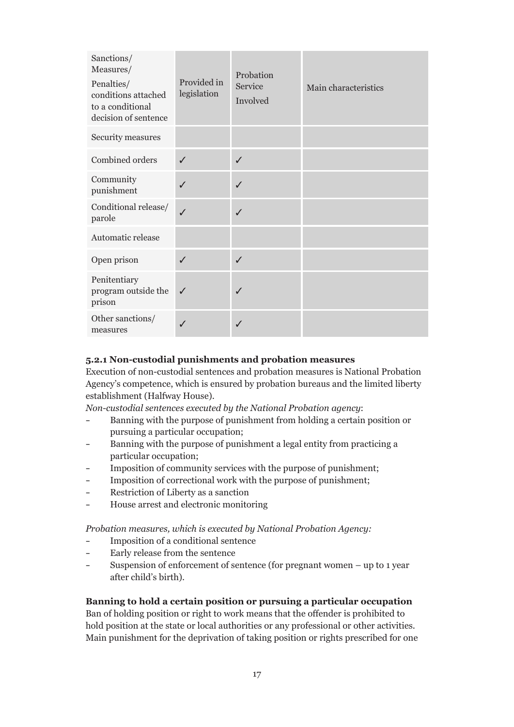| Sanctions/ Measures/ Penalties/ conditions attached to a conditional decision of sentence | Provided in legislation | Probation Service Involved | Main characteristics |
|---|---|---|---|
| Security measures | | | |
| Combined orders | ✓ | ✓ | |
| Community punishment | ✓ | ✓ | |
| Conditional release/ parole | ✓ | ✓ | |
| Automatic release | | | |
| Open prison | ✓ | ✓ | |
| Penitentiary program outside the prison | ✓ | ✓ | |
| Other sanctions/ measures | ✓ | ✓ | |

### 5.2.1 Non-custodial punishments and probation measures

Execution of non-custodial sentences and probation measures is National Probation Agency's competence, which is ensured by probation bureaus and the limited liberty establishment (Halfway House).

*Non-custodial sentences executed by the National Probation agency*:

- Banning with the purpose of punishment from holding a certain position or pursuing a particular occupation;
- Banning with the purpose of punishment a legal entity from practicing a particular occupation;
- Imposition of community services with the purpose of punishment;
- Imposition of correctional work with the purpose of punishment;
- Restriction of Liberty as a sanction
- House arrest and electronic monitoring

*Probation measures, which is executed by National Probation Agency:*

- Imposition of a conditional sentence
- Early release from the sentence
- Suspension of enforcement of sentence (for pregnant women – up to 1 year after child's birth).

**Banning to hold a certain position or pursuing a particular occupation**

Ban of holding position or right to work means that the offender is prohibited to hold position at the state or local authorities or any professional or other activities. Main punishment for the deprivation of taking position or rights prescribed for one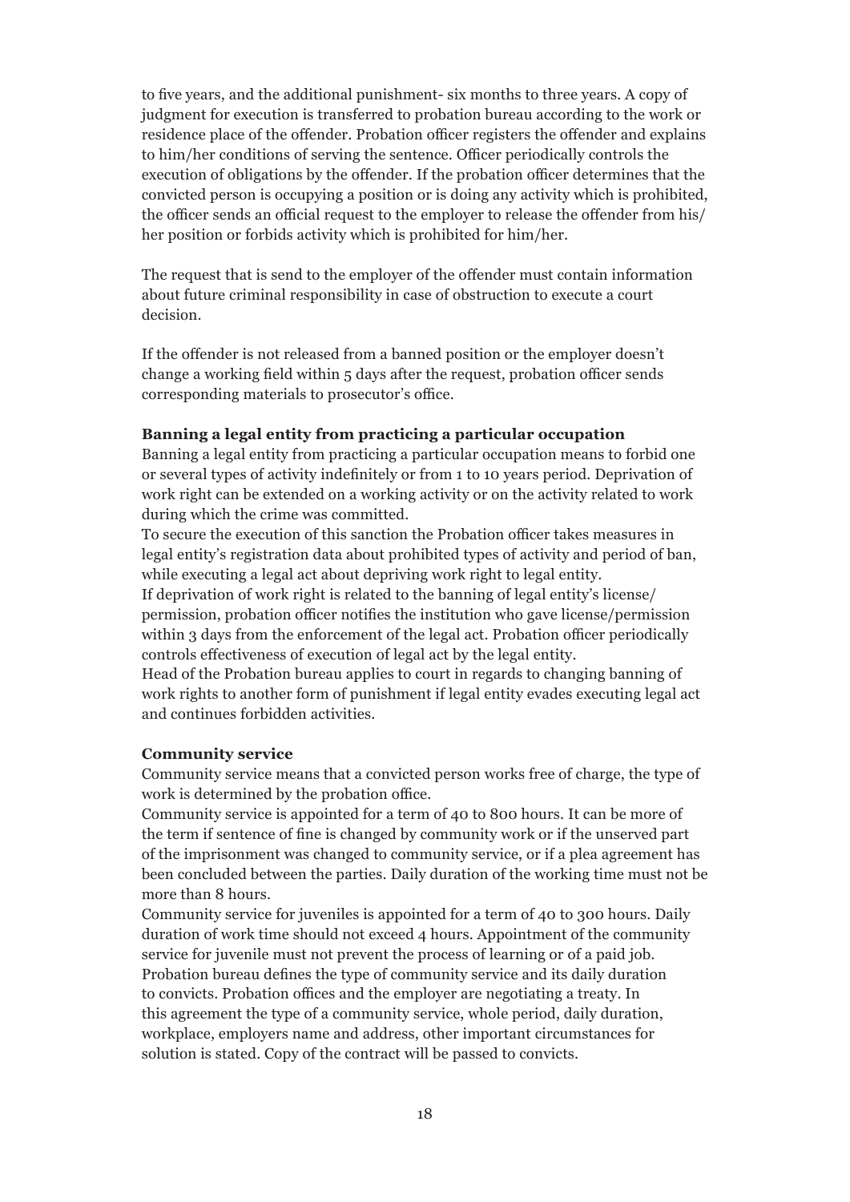to five years, and the additional punishment- six months to three years. A copy of judgment for execution is transferred to probation bureau according to the work or residence place of the offender. Probation officer registers the offender and explains to him/her conditions of serving the sentence. Officer periodically controls the execution of obligations by the offender. If the probation officer determines that the convicted person is occupying a position or is doing any activity which is prohibited, the officer sends an official request to the employer to release the offender from his/her position or forbids activity which is prohibited for him/her.

The request that is send to the employer of the offender must contain information about future criminal responsibility in case of obstruction to execute a court decision.

If the offender is not released from a banned position or the employer doesn't change a working field within 5 days after the request, probation officer sends corresponding materials to prosecutor's office.

**Banning a legal entity from practicing a particular occupation**

Banning a legal entity from practicing a particular occupation means to forbid one or several types of activity indefinitely or from 1 to 10 years period. Deprivation of work right can be extended on a working activity or on the activity related to work during which the crime was committed.

To secure the execution of this sanction the Probation officer takes measures in legal entity's registration data about prohibited types of activity and period of ban, while executing a legal act about depriving work right to legal entity.

If deprivation of work right is related to the banning of legal entity's license/permission, probation officer notifies the institution who gave license/permission within 3 days from the enforcement of the legal act. Probation officer periodically controls effectiveness of execution of legal act by the legal entity.

Head of the Probation bureau applies to court in regards to changing banning of work rights to another form of punishment if legal entity evades executing legal act and continues forbidden activities.

**Community service**

Community service means that a convicted person works free of charge, the type of work is determined by the probation office.

Community service is appointed for a term of 40 to 800 hours. It can be more of the term if sentence of fine is changed by community work or if the unserved part of the imprisonment was changed to community service, or if a plea agreement has been concluded between the parties. Daily duration of the working time must not be more than 8 hours.

Community service for juveniles is appointed for a term of 40 to 300 hours. Daily duration of work time should not exceed 4 hours. Appointment of the community service for juvenile must not prevent the process of learning or of a paid job.

Probation bureau defines the type of community service and its daily duration to convicts. Probation offices and the employer are negotiating a treaty. In this agreement the type of a community service, whole period, daily duration, workplace, employers name and address, other important circumstances for solution is stated. Copy of the contract will be passed to convicts.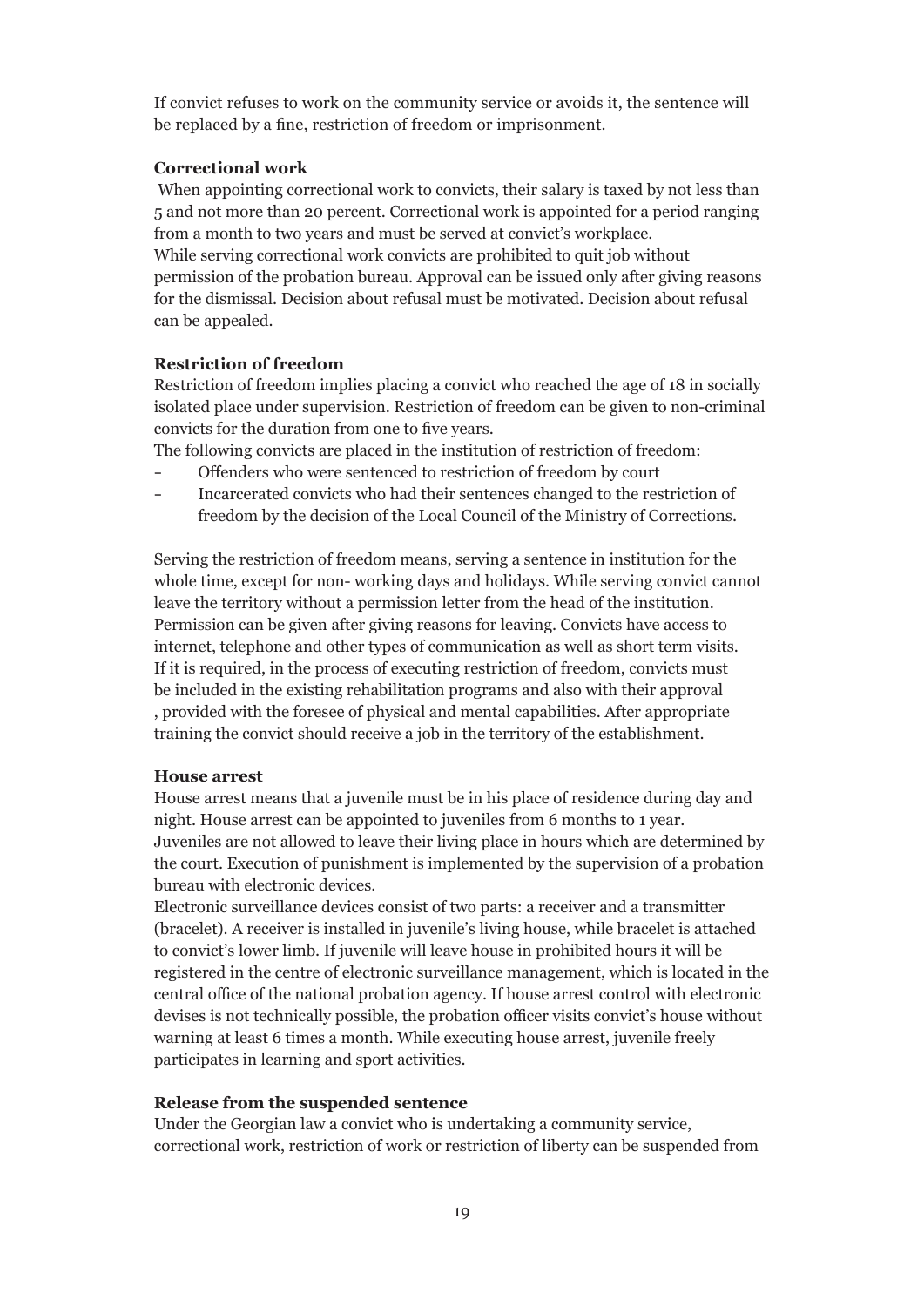If convict refuses to work on the community service or avoids it, the sentence will be replaced by a fine, restriction of freedom or imprisonment.

**Correctional work**

When appointing correctional work to convicts, their salary is taxed by not less than 5 and not more than 20 percent. Correctional work is appointed for a period ranging from a month to two years and must be served at convict's workplace.
While serving correctional work convicts are prohibited to quit job without permission of the probation bureau. Approval can be issued only after giving reasons for the dismissal. Decision about refusal must be motivated. Decision about refusal can be appealed.

**Restriction of freedom**

Restriction of freedom implies placing a convict who reached the age of 18 in socially isolated place under supervision. Restriction of freedom can be given to non-criminal convicts for the duration from one to five years.
The following convicts are placed in the institution of restriction of freedom:

- Offenders who were sentenced to restriction of freedom by court
- Incarcerated convicts who had their sentences changed to the restriction of freedom by the decision of the Local Council of the Ministry of Corrections.

Serving the restriction of freedom means, serving a sentence in institution for the whole time, except for non- working days and holidays. While serving convict cannot leave the territory without a permission letter from the head of the institution. Permission can be given after giving reasons for leaving. Convicts have access to internet, telephone and other types of communication as well as short term visits. If it is required, in the process of executing restriction of freedom, convicts must be included in the existing rehabilitation programs and also with their approval , provided with the foresee of physical and mental capabilities. After appropriate training the convict should receive a job in the territory of the establishment.

**House arrest**

House arrest means that a juvenile must be in his place of residence during day and night. House arrest can be appointed to juveniles from 6 months to 1 year. Juveniles are not allowed to leave their living place in hours which are determined by the court. Execution of punishment is implemented by the supervision of a probation bureau with electronic devices.
Electronic surveillance devices consist of two parts: a receiver and a transmitter (bracelet). A receiver is installed in juvenile's living house, while bracelet is attached to convict's lower limb. If juvenile will leave house in prohibited hours it will be registered in the centre of electronic surveillance management, which is located in the central office of the national probation agency. If house arrest control with electronic devises is not technically possible, the probation officer visits convict's house without warning at least 6 times a month. While executing house arrest, juvenile freely participates in learning and sport activities.

**Release from the suspended sentence**

Under the Georgian law a convict who is undertaking a community service, correctional work, restriction of work or restriction of liberty can be suspended from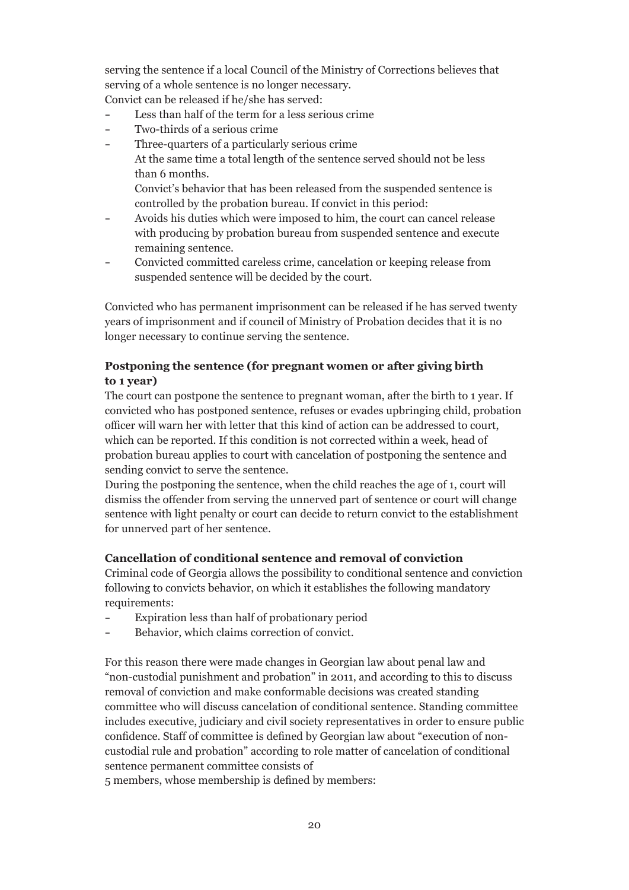serving the sentence if a local Council of the Ministry of Corrections believes that serving of a whole sentence is no longer necessary.
Convict can be released if he/she has served:

- Less than half of the term for a less serious crime
- Two-thirds of a serious crime
- Three-quarters of a particularly serious crime
  At the same time a total length of the sentence served should not be less than 6 months.
  Convict's behavior that has been released from the suspended sentence is controlled by the probation bureau. If convict in this period:
- Avoids his duties which were imposed to him, the court can cancel release with producing by probation bureau from suspended sentence and execute remaining sentence.
- Convicted committed careless crime, cancelation or keeping release from suspended sentence will be decided by the court.

Convicted who has permanent imprisonment can be released if he has served twenty years of imprisonment and if council of Ministry of Probation decides that it is no longer necessary to continue serving the sentence.

**Postponing the sentence (for pregnant women or after giving birth to 1 year)**

The court can postpone the sentence to pregnant woman, after the birth to 1 year. If convicted who has postponed sentence, refuses or evades upbringing child, probation officer will warn her with letter that this kind of action can be addressed to court, which can be reported. If this condition is not corrected within a week, head of probation bureau applies to court with cancelation of postponing the sentence and sending convict to serve the sentence.
During the postponing the sentence, when the child reaches the age of 1, court will dismiss the offender from serving the unnerved part of sentence or court will change sentence with light penalty or court can decide to return convict to the establishment for unnerved part of her sentence.

**Cancellation of conditional sentence and removal of conviction**

Criminal code of Georgia allows the possibility to conditional sentence and conviction following to convicts behavior, on which it establishes the following mandatory requirements:

- Expiration less than half of probationary period
- Behavior, which claims correction of convict.

For this reason there were made changes in Georgian law about penal law and "non-custodial punishment and probation" in 2011, and according to this to discuss removal of conviction and make conformable decisions was created standing committee who will discuss cancelation of conditional sentence. Standing committee includes executive, judiciary and civil society representatives in order to ensure public confidence. Staff of committee is defined by Georgian law about "execution of non-custodial rule and probation" according to role matter of cancelation of conditional sentence permanent committee consists of
5 members, whose membership is defined by members: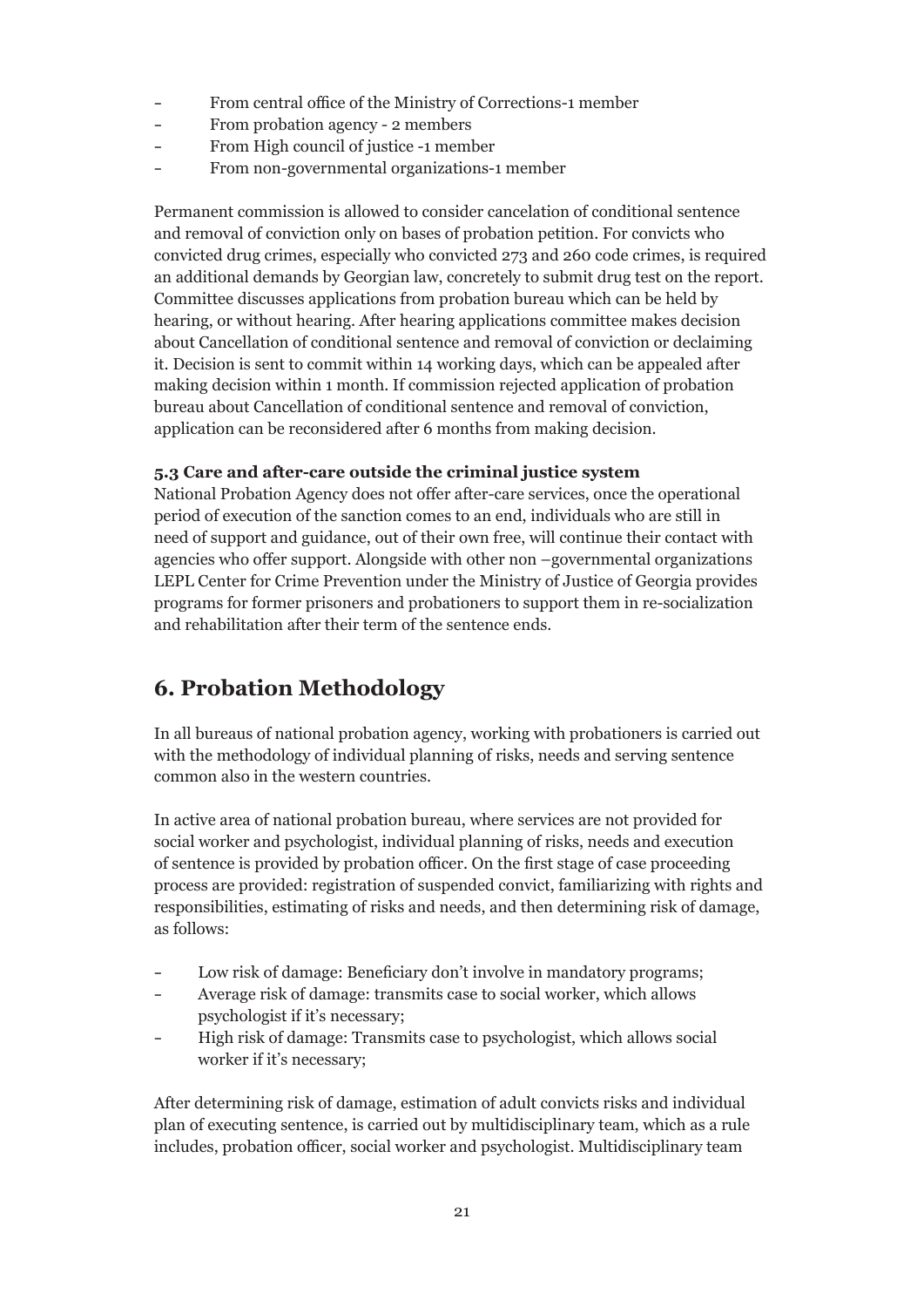- From central office of the Ministry of Corrections-1 member
- From probation agency - 2 members
- From High council of justice -1 member
- From non-governmental organizations-1 member

Permanent commission is allowed to consider cancelation of conditional sentence and removal of conviction only on bases of probation petition. For convicts who convicted drug crimes, especially who convicted 273 and 260 code crimes, is required an additional demands by Georgian law, concretely to submit drug test on the report. Committee discusses applications from probation bureau which can be held by hearing, or without hearing. After hearing applications committee makes decision about Cancellation of conditional sentence and removal of conviction or declaiming it. Decision is sent to commit within 14 working days, which can be appealed after making decision within 1 month. If commission rejected application of probation bureau about Cancellation of conditional sentence and removal of conviction, application can be reconsidered after 6 months from making decision.

### 5.3 Care and after-care outside the criminal justice system

National Probation Agency does not offer after-care services, once the operational period of execution of the sanction comes to an end, individuals who are still in need of support and guidance, out of their own free, will continue their contact with agencies who offer support. Alongside with other non –governmental organizations LEPL Center for Crime Prevention under the Ministry of Justice of Georgia provides programs for former prisoners and probationers to support them in re-socialization and rehabilitation after their term of the sentence ends.

## 6. Probation Methodology

In all bureaus of national probation agency, working with probationers is carried out with the methodology of individual planning of risks, needs and serving sentence common also in the western countries.

In active area of national probation bureau, where services are not provided for social worker and psychologist, individual planning of risks, needs and execution of sentence is provided by probation officer. On the first stage of case proceeding process are provided: registration of suspended convict, familiarizing with rights and responsibilities, estimating of risks and needs, and then determining risk of damage, as follows:

- Low risk of damage: Beneficiary don't involve in mandatory programs;
- Average risk of damage: transmits case to social worker, which allows psychologist if it's necessary;
- High risk of damage: Transmits case to psychologist, which allows social worker if it's necessary;

After determining risk of damage, estimation of adult convicts risks and individual plan of executing sentence, is carried out by multidisciplinary team, which as a rule includes, probation officer, social worker and psychologist. Multidisciplinary team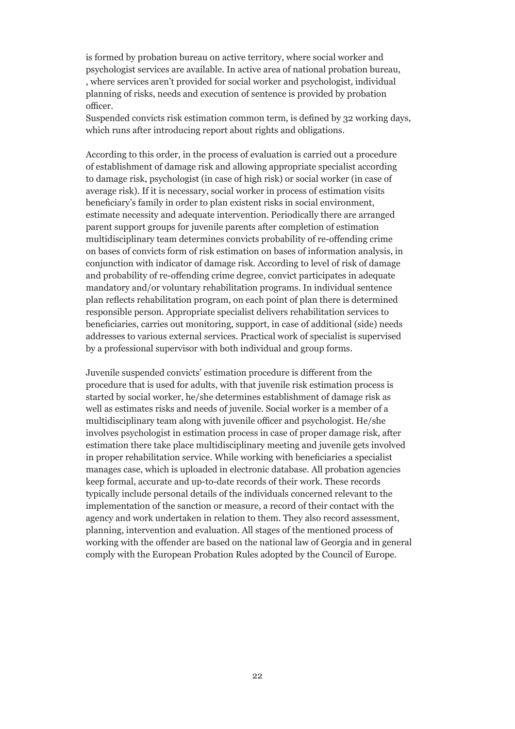is formed by probation bureau on active territory, where social worker and psychologist services are available. In active area of national probation bureau, , where services aren't provided for social worker and psychologist, individual planning of risks, needs and execution of sentence is provided by probation officer.
Suspended convicts risk estimation common term, is defined by 32 working days, which runs after introducing report about rights and obligations.

According to this order, in the process of evaluation is carried out a procedure of establishment of damage risk and allowing appropriate specialist according to damage risk, psychologist (in case of high risk) or social worker (in case of average risk). If it is necessary, social worker in process of estimation visits beneficiary's family in order to plan existent risks in social environment, estimate necessity and adequate intervention. Periodically there are arranged parent support groups for juvenile parents after completion of estimation multidisciplinary team determines convicts probability of re-offending crime on bases of convicts form of risk estimation on bases of information analysis, in conjunction with indicator of damage risk. According to level of risk of damage and probability of re-offending crime degree, convict participates in adequate mandatory and/or voluntary rehabilitation programs. In individual sentence plan reflects rehabilitation program, on each point of plan there is determined responsible person. Appropriate specialist delivers rehabilitation services to beneficiaries, carries out monitoring, support, in case of additional (side) needs addresses to various external services. Practical work of specialist is supervised by a professional supervisor with both individual and group forms.

Juvenile suspended convicts' estimation procedure is different from the procedure that is used for adults, with that juvenile risk estimation process is started by social worker, he/she determines establishment of damage risk as well as estimates risks and needs of juvenile. Social worker is a member of a multidisciplinary team along with juvenile officer and psychologist. He/she involves psychologist in estimation process in case of proper damage risk, after estimation there take place multidisciplinary meeting and juvenile gets involved in proper rehabilitation service. While working with beneficiaries a specialist manages case, which is uploaded in electronic database. All probation agencies keep formal, accurate and up-to-date records of their work. These records typically include personal details of the individuals concerned relevant to the implementation of the sanction or measure, a record of their contact with the agency and work undertaken in relation to them. They also record assessment, planning, intervention and evaluation. All stages of the mentioned process of working with the offender are based on the national law of Georgia and in general comply with the European Probation Rules adopted by the Council of Europe.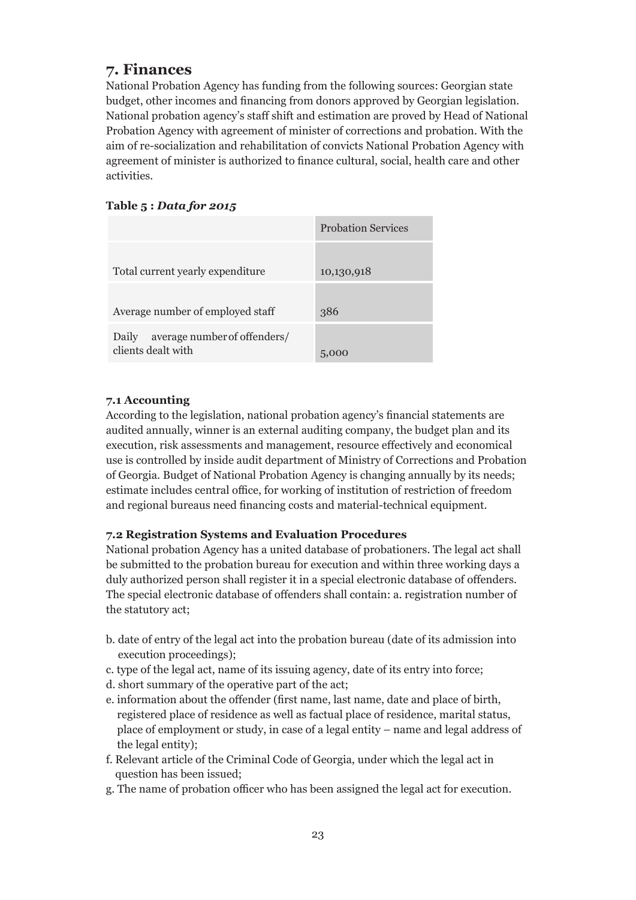## 7. Finances

National Probation Agency has funding from the following sources: Georgian state budget, other incomes and financing from donors approved by Georgian legislation. National probation agency's staff shift and estimation are proved by Head of National Probation Agency with agreement of minister of corrections and probation. With the aim of re-socialization and rehabilitation of convicts National Probation Agency with agreement of minister is authorized to finance cultural, social, health care and other activities.

**Table 5 :** ***Data for 2015***

| | Probation Services |
|---|---|
| Total current yearly expenditure | 10,130,918 |
| Average number of employed staff | 386 |
| Daily average number of offenders/ clients dealt with | 5,000 |

### 7.1 Accounting

According to the legislation, national probation agency's financial statements are audited annually, winner is an external auditing company, the budget plan and its execution, risk assessments and management, resource effectively and economical use is controlled by inside audit department of Ministry of Corrections and Probation of Georgia. Budget of National Probation Agency is changing annually by its needs; estimate includes central office, for working of institution of restriction of freedom and regional bureaus need financing costs and material-technical equipment.

### 7.2 Registration Systems and Evaluation Procedures

National probation Agency has a united database of probationers. The legal act shall be submitted to the probation bureau for execution and within three working days a duly authorized person shall register it in a special electronic database of offenders. The special electronic database of offenders shall contain: a. registration number of the statutory act;

b. date of entry of the legal act into the probation bureau (date of its admission into execution proceedings);
c. type of the legal act, name of its issuing agency, date of its entry into force;
d. short summary of the operative part of the act;
e. information about the offender (first name, last name, date and place of birth, registered place of residence as well as factual place of residence, marital status, place of employment or study, in case of a legal entity – name and legal address of the legal entity);
f. Relevant article of the Criminal Code of Georgia, under which the legal act in question has been issued;
g. The name of probation officer who has been assigned the legal act for execution.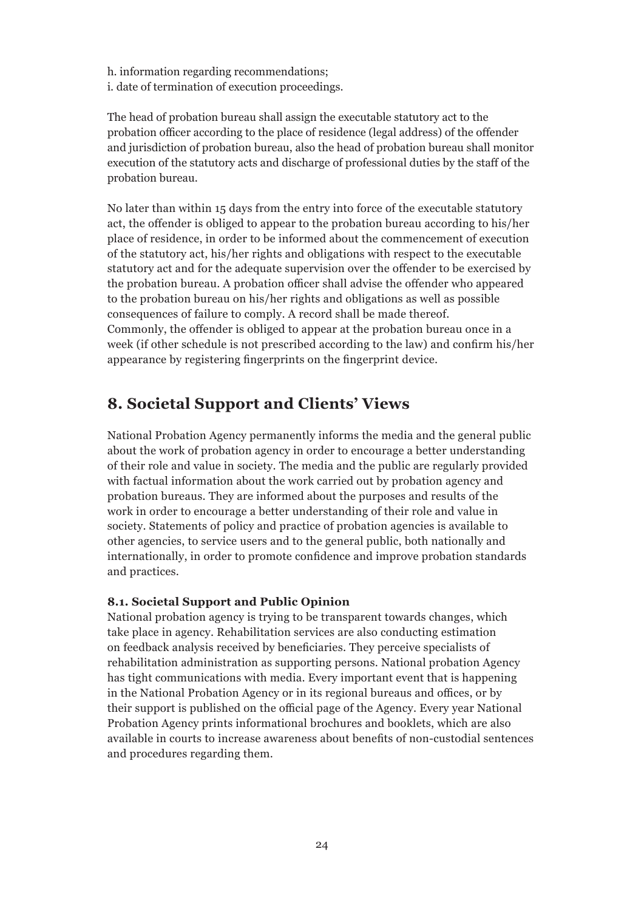h. information regarding recommendations;
i. date of termination of execution proceedings.

The head of probation bureau shall assign the executable statutory act to the probation officer according to the place of residence (legal address) of the offender and jurisdiction of probation bureau, also the head of probation bureau shall monitor execution of the statutory acts and discharge of professional duties by the staff of the probation bureau.

No later than within 15 days from the entry into force of the executable statutory act, the offender is obliged to appear to the probation bureau according to his/her place of residence, in order to be informed about the commencement of execution of the statutory act, his/her rights and obligations with respect to the executable statutory act and for the adequate supervision over the offender to be exercised by the probation bureau. A probation officer shall advise the offender who appeared to the probation bureau on his/her rights and obligations as well as possible consequences of failure to comply. A record shall be made thereof.
Commonly, the offender is obliged to appear at the probation bureau once in a week (if other schedule is not prescribed according to the law) and confirm his/her appearance by registering fingerprints on the fingerprint device.

## 8. Societal Support and Clients' Views

National Probation Agency permanently informs the media and the general public about the work of probation agency in order to encourage a better understanding of their role and value in society. The media and the public are regularly provided with factual information about the work carried out by probation agency and probation bureaus. They are informed about the purposes and results of the work in order to encourage a better understanding of their role and value in society. Statements of policy and practice of probation agencies is available to other agencies, to service users and to the general public, both nationally and internationally, in order to promote confidence and improve probation standards and practices.

### 8.1. Societal Support and Public Opinion

National probation agency is trying to be transparent towards changes, which take place in agency. Rehabilitation services are also conducting estimation on feedback analysis received by beneficiaries. They perceive specialists of rehabilitation administration as supporting persons. National probation Agency has tight communications with media. Every important event that is happening in the National Probation Agency or in its regional bureaus and offices, or by their support is published on the official page of the Agency. Every year National Probation Agency prints informational brochures and booklets, which are also available in courts to increase awareness about benefits of non-custodial sentences and procedures regarding them.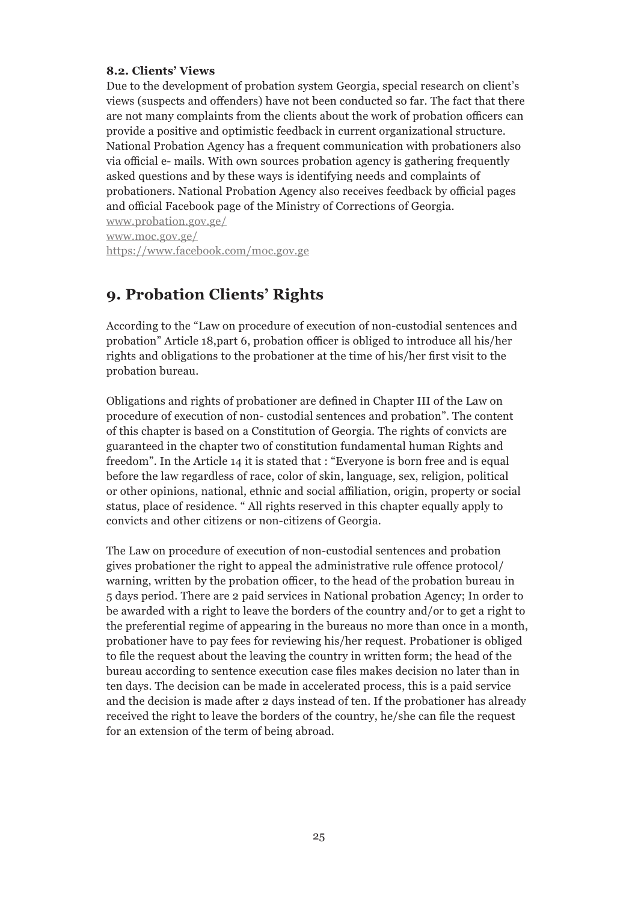**8.2. Clients' Views**

Due to the development of probation system Georgia, special research on client's views (suspects and offenders) have not been conducted so far. The fact that there are not many complaints from the clients about the work of probation officers can provide a positive and optimistic feedback in current organizational structure. National Probation Agency has a frequent communication with probationers also via official e- mails. With own sources probation agency is gathering frequently asked questions and by these ways is identifying needs and complaints of probationers. National Probation Agency also receives feedback by official pages and official Facebook page of the Ministry of Corrections of Georgia.

www.probation.gov.ge/
www.moc.gov.ge/
https://www.facebook.com/moc.gov.ge

# 9. Probation Clients' Rights

According to the "Law on procedure of execution of non-custodial sentences and probation" Article 18,part 6, probation officer is obliged to introduce all his/her rights and obligations to the probationer at the time of his/her first visit to the probation bureau.

Obligations and rights of probationer are defined in Chapter III of the Law on procedure of execution of non- custodial sentences and probation". The content of this chapter is based on a Constitution of Georgia. The rights of convicts are guaranteed in the chapter two of constitution fundamental human Rights and freedom". In the Article 14 it is stated that : "Everyone is born free and is equal before the law regardless of race, color of skin, language, sex, religion, political or other opinions, national, ethnic and social affiliation, origin, property or social status, place of residence. " All rights reserved in this chapter equally apply to convicts and other citizens or non-citizens of Georgia.

The Law on procedure of execution of non-custodial sentences and probation gives probationer the right to appeal the administrative rule offence protocol/ warning, written by the probation officer, to the head of the probation bureau in 5 days period. There are 2 paid services in National probation Agency; In order to be awarded with a right to leave the borders of the country and/or to get a right to the preferential regime of appearing in the bureaus no more than once in a month, probationer have to pay fees for reviewing his/her request. Probationer is obliged to file the request about the leaving the country in written form; the head of the bureau according to sentence execution case files makes decision no later than in ten days. The decision can be made in accelerated process, this is a paid service and the decision is made after 2 days instead of ten. If the probationer has already received the right to leave the borders of the country, he/she can file the request for an extension of the term of being abroad.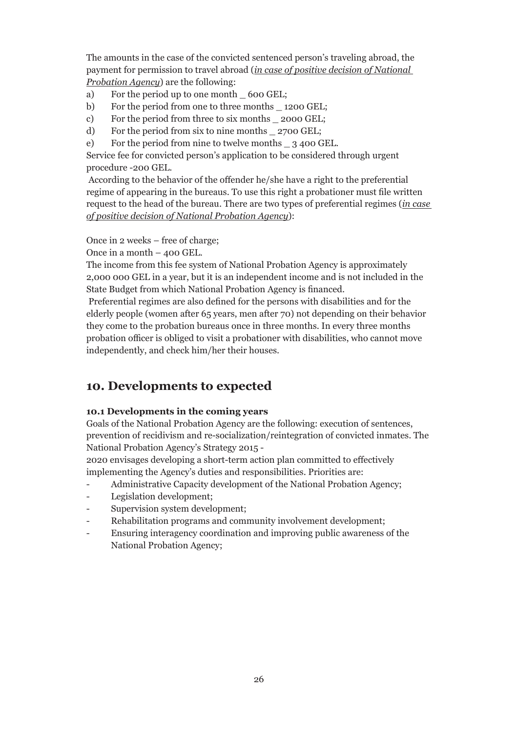The amounts in the case of the convicted sentenced person's traveling abroad, the payment for permission to travel abroad (*in case of positive decision of National Probation Agency*) are the following:

a) For the period up to one month _ 600 GEL;
b) For the period from one to three months _ 1200 GEL;
c) For the period from three to six months _ 2000 GEL;
d) For the period from six to nine months _ 2700 GEL;
e) For the period from nine to twelve months _ 3 400 GEL.

Service fee for convicted person's application to be considered through urgent procedure -200 GEL.

According to the behavior of the offender he/she have a right to the preferential regime of appearing in the bureaus. To use this right a probationer must file written request to the head of the bureau. There are two types of preferential regimes (*in case of positive decision of National Probation Agency*):

Once in 2 weeks – free of charge;
Once in a month – 400 GEL.

The income from this fee system of National Probation Agency is approximately 2,000 000 GEL in a year, but it is an independent income and is not included in the State Budget from which National Probation Agency is financed.

Preferential regimes are also defined for the persons with disabilities and for the elderly people (women after 65 years, men after 70) not depending on their behavior they come to the probation bureaus once in three months. In every three months probation officer is obliged to visit a probationer with disabilities, who cannot move independently, and check him/her their houses.

## 10. Developments to expected

### 10.1 Developments in the coming years

Goals of the National Probation Agency are the following: execution of sentences, prevention of recidivism and re-socialization/reintegration of convicted inmates. The National Probation Agency's Strategy 2015 - 2020 envisages developing a short-term action plan committed to effectively implementing the Agency's duties and responsibilities. Priorities are:

- Administrative Capacity development of the National Probation Agency;
- Legislation development;
- Supervision system development;
- Rehabilitation programs and community involvement development;
- Ensuring interagency coordination and improving public awareness of the National Probation Agency;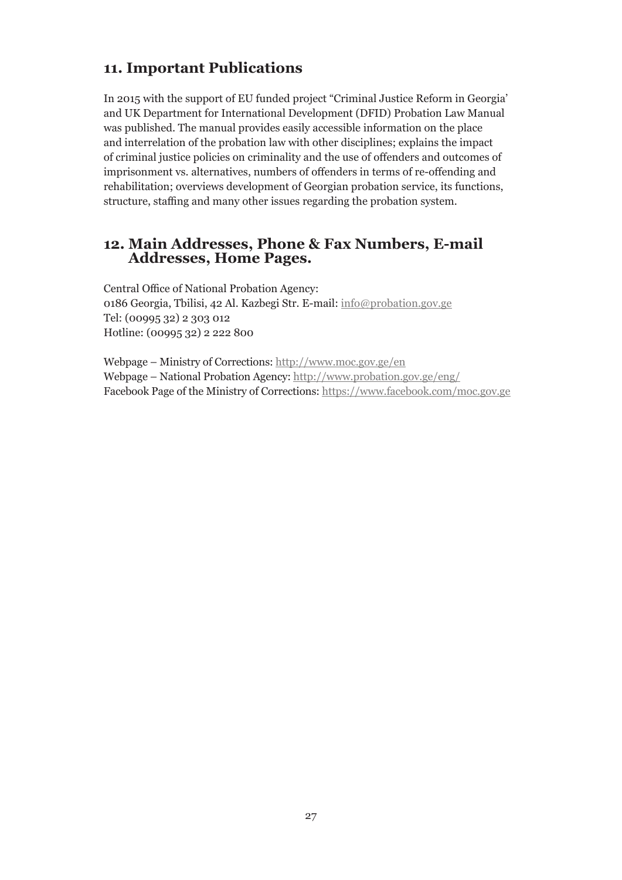## 11. Important Publications

In 2015 with the support of EU funded project "Criminal Justice Reform in Georgia' and UK Department for International Development (DFID) Probation Law Manual was published. The manual provides easily accessible information on the place and interrelation of the probation law with other disciplines; explains the impact of criminal justice policies on criminality and the use of offenders and outcomes of imprisonment vs. alternatives, numbers of offenders in terms of re-offending and rehabilitation; overviews development of Georgian probation service, its functions, structure, staffing and many other issues regarding the probation system.

## 12. Main Addresses, Phone & Fax Numbers, E-mail Addresses, Home Pages.

Central Office of National Probation Agency:
0186 Georgia, Tbilisi, 42 Al. Kazbegi Str. E-mail: info@probation.gov.ge
Tel: (00995 32) 2 303 012
Hotline: (00995 32) 2 222 800

Webpage – Ministry of Corrections: http://www.moc.gov.ge/en
Webpage – National Probation Agency: http://www.probation.gov.ge/eng/
Facebook Page of the Ministry of Corrections: https://www.facebook.com/moc.gov.ge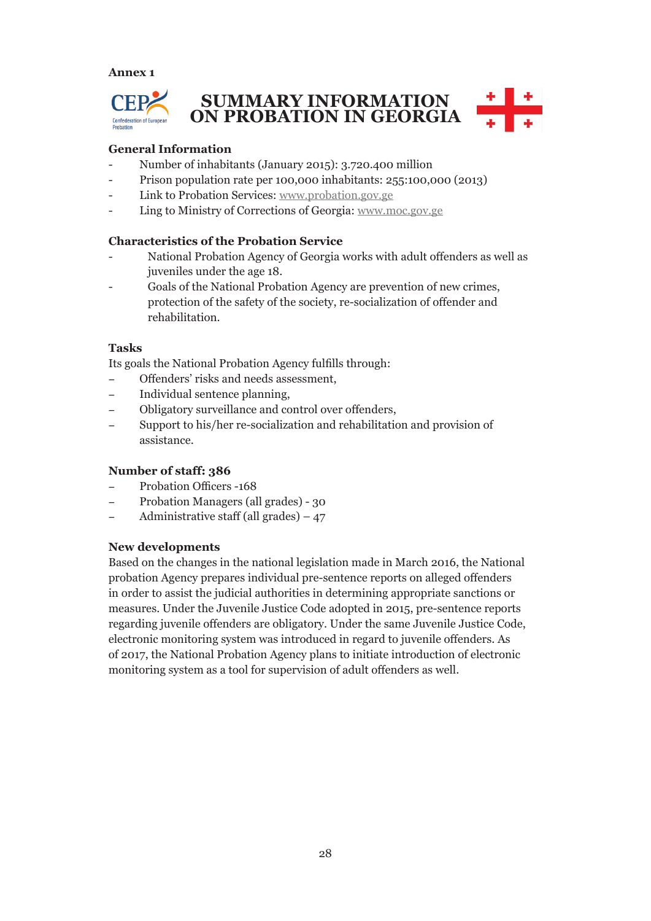**Annex 1**

# SUMMARY INFORMATION ON PROBATION IN GEORGIA

CEP Confederation of European Probation

## General Information

- Number of inhabitants (January 2015): 3.720.400 million
- Prison population rate per 100,000 inhabitants: 255:100,000 (2013)
- Link to Probation Services: www.probation.gov.ge
- Ling to Ministry of Corrections of Georgia: www.moc.gov.ge

## Characteristics of the Probation Service

- National Probation Agency of Georgia works with adult offenders as well as juveniles under the age 18.
- Goals of the National Probation Agency are prevention of new crimes, protection of the safety of the society, re-socialization of offender and rehabilitation.

## Tasks

Its goals the National Probation Agency fulfills through:

- Offenders' risks and needs assessment,
- Individual sentence planning,
- Obligatory surveillance and control over offenders,
- Support to his/her re-socialization and rehabilitation and provision of assistance.

## Number of staff: 386

- Probation Officers -168
- Probation Managers (all grades) - 30
- Administrative staff (all grades) – 47

## New developments

Based on the changes in the national legislation made in March 2016, the National probation Agency prepares individual pre-sentence reports on alleged offenders in order to assist the judicial authorities in determining appropriate sanctions or measures. Under the Juvenile Justice Code adopted in 2015, pre-sentence reports regarding juvenile offenders are obligatory. Under the same Juvenile Justice Code, electronic monitoring system was introduced in regard to juvenile offenders. As of 2017, the National Probation Agency plans to initiate introduction of electronic monitoring system as a tool for supervision of adult offenders as well.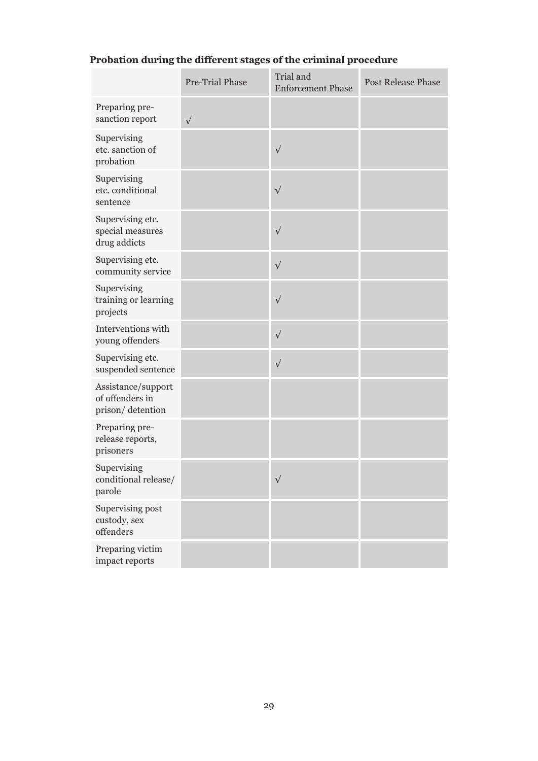**Probation during the different stages of the criminal procedure**

| | Pre-Trial Phase | Trial and Enforcement Phase | Post Release Phase |
|---|---|---|---|
| Preparing pre-sanction report | √ | | |
| Supervising etc. sanction of probation | | √ | |
| Supervising etc. conditional sentence | | √ | |
| Supervising etc. special measures drug addicts | | √ | |
| Supervising etc. community service | | √ | |
| Supervising training or learning projects | | √ | |
| Interventions with young offenders | | √ | |
| Supervising etc. suspended sentence | | √ | |
| Assistance/support of offenders in prison/ detention | | | |
| Preparing pre-release reports, prisoners | | | |
| Supervising conditional release/ parole | | √ | |
| Supervising post custody, sex offenders | | | |
| Preparing victim impact reports | | | |